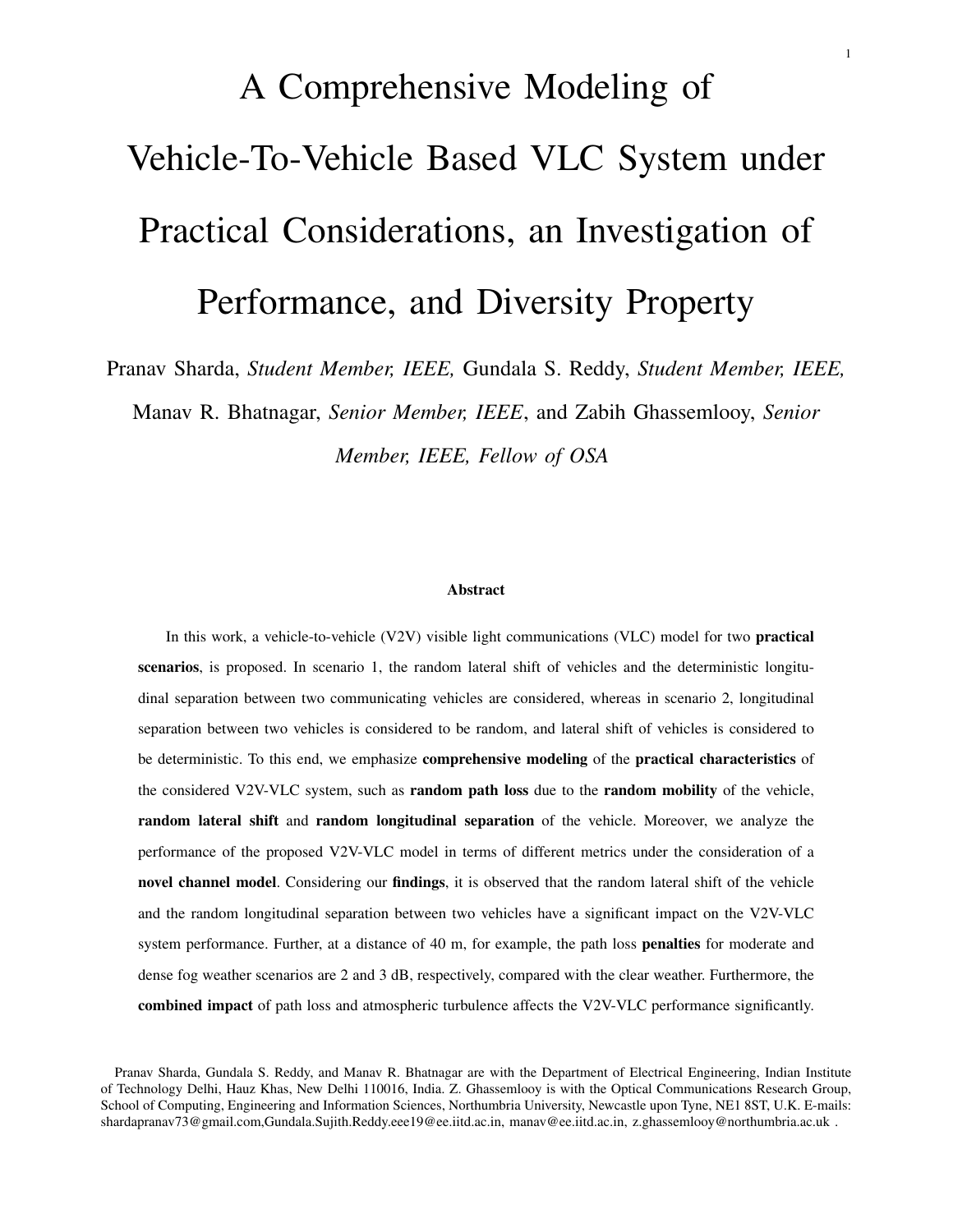# A Comprehensive Modeling of Vehicle-To-Vehicle Based VLC System under Practical Considerations, an Investigation of Performance, and Diversity Property

Pranav Sharda, *Student Member, IEEE,* Gundala S. Reddy, *Student Member, IEEE,* Manav R. Bhatnagar, *Senior Member, IEEE*, and Zabih Ghassemlooy, *Senior Member, IEEE, Fellow of OSA*

### Abstract

In this work, a vehicle-to-vehicle (V2V) visible light communications (VLC) model for two **practical scenarios**, is proposed. In scenario 1, the random lateral shift of vehicles and the deterministic longitudinal separation between two communicating vehicles are considered, whereas in scenario 2, longitudinal separation between two vehicles is considered to be random, and lateral shift of vehicles is considered to be deterministic. To this end, we emphasize **comprehensive modeling** of the **practical characteristics** of the considered V2V-VLC system, such as **random path loss** due to the **random mobility** of the vehicle, **random lateral shift** and **random longitudinal separation** of the vehicle. Moreover, we analyze the performance of the proposed V2V-VLC model in terms of different metrics under the consideration of a **novel channel model**. Considering our **findings**, it is observed that the random lateral shift of the vehicle and the random longitudinal separation between two vehicles have a significant impact on the V2V-VLC system performance. Further, at a distance of 40 m, for example, the path loss **penalties** for moderate and dense fog weather scenarios are 2 and 3 dB, respectively, compared with the clear weather. Furthermore, the **combined impact** of path loss and atmospheric turbulence affects the V2V-VLC performance significantly.

Pranav Sharda, Gundala S. Reddy, and Manav R. Bhatnagar are with the Department of Electrical Engineering, Indian Institute of Technology Delhi, Hauz Khas, New Delhi 110016, India. Z. Ghassemlooy is with the Optical Communications Research Group, School of Computing, Engineering and Information Sciences, Northumbria University, Newcastle upon Tyne, NE1 8ST, U.K. E-mails: shardapranav73@gmail.com,Gundala.Sujith.Reddy.eee19@ee.iitd.ac.in, manav@ee.iitd.ac.in, z.ghassemlooy@northumbria.ac.uk .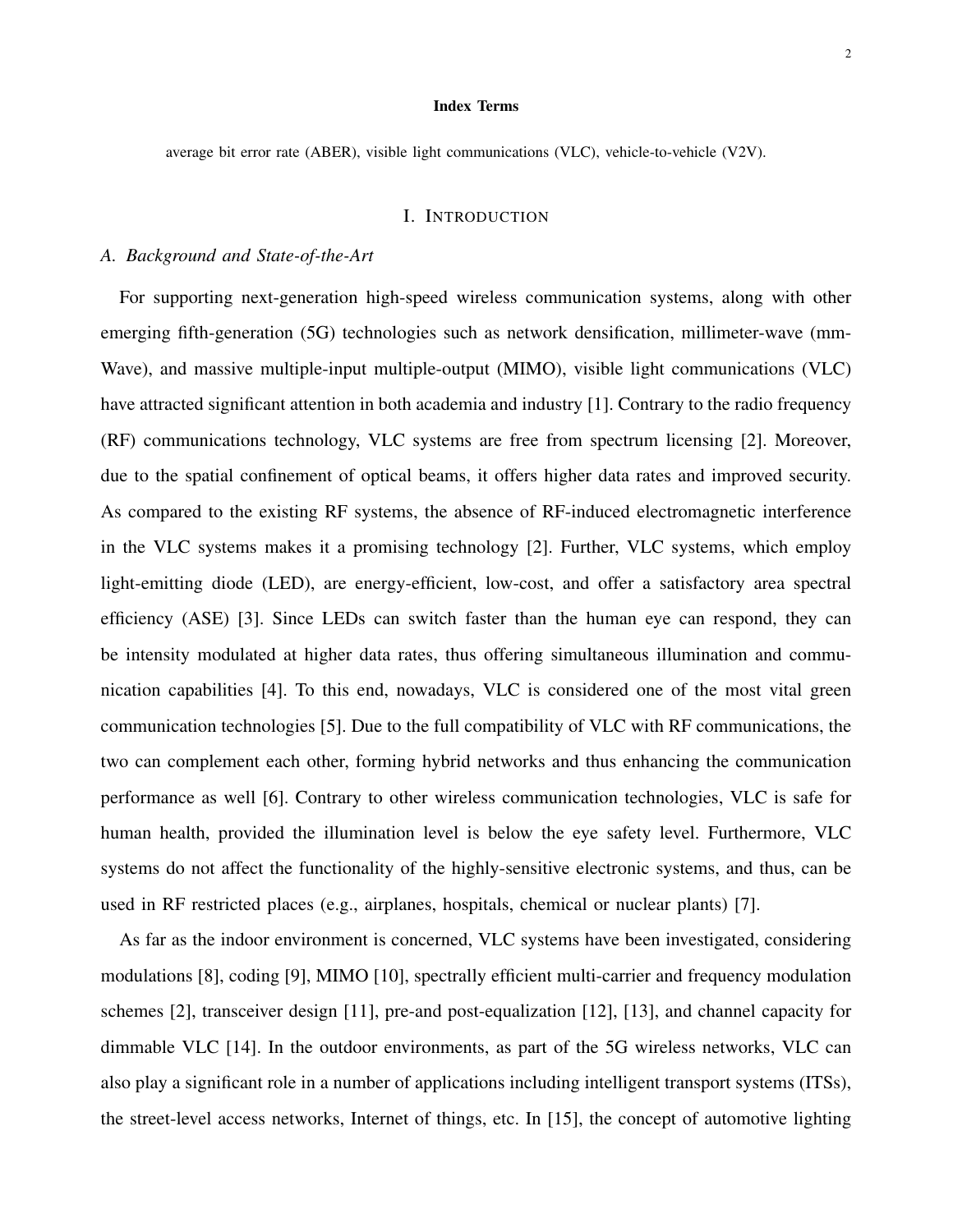**Index Terms**

average bit error rate (ABER), visible light communications (VLC), vehicle-to-vehicle (V2V).

## I. Introduction

### A. Background and State-of-the-Art

For supporting next-generation high-speed wireless communication systems, along with other emerging fifth-generation (5G) technologies such as network densification, millimeter-wave (mm-Wave), and massive multiple-input multiple-output (MIMO), visible light communications (VLC) have attracted significant attention in both academia and industry [1]. Contrary to the radio frequency (RF) communications technology, VLC systems are free from spectrum licensing [2]. Moreover, due to the spatial confinement of optical beams, it offers higher data rates and improved security. As compared to the existing RF systems, the absence of RF-induced electromagnetic interference in the VLC systems makes it a promising technology [2]. Further, VLC systems, which employ light-emitting diode (LED), are energy-efficient, low-cost, and offer a satisfactory area spectral efficiency (ASE) [3]. Since LEDs can switch faster than the human eye can respond, they can be intensity modulated at higher data rates, thus offering simultaneous illumination and communication capabilities [4]. To this end, nowadays, VLC is considered one of the most vital green communication technologies [5]. Due to the full compatibility of VLC with RF communications, the two can complement each other, forming hybrid networks and thus enhancing the communication performance as well [6]. Contrary to other wireless communication technologies, VLC is safe for human health, provided the illumination level is below the eye safety level. Furthermore, VLC systems do not affect the functionality of the highly-sensitive electronic systems, and thus, can be used in RF restricted places (e.g., airplanes, hospitals, chemical or nuclear plants) [7].

As far as the indoor environment is concerned, VLC systems have been investigated, considering modulations [8], coding [9], MIMO [10], spectrally efficient multi-carrier and frequency modulation schemes [2], transceiver design [11], pre-and post-equalization [12], [13], and channel capacity for dimmable VLC [14]. In the outdoor environments, as part of the 5G wireless networks, VLC can also play a significant role in a number of applications including intelligent transport systems (ITSs), the street-level access networks, Internet of things, etc. In [15], the concept of automotive lighting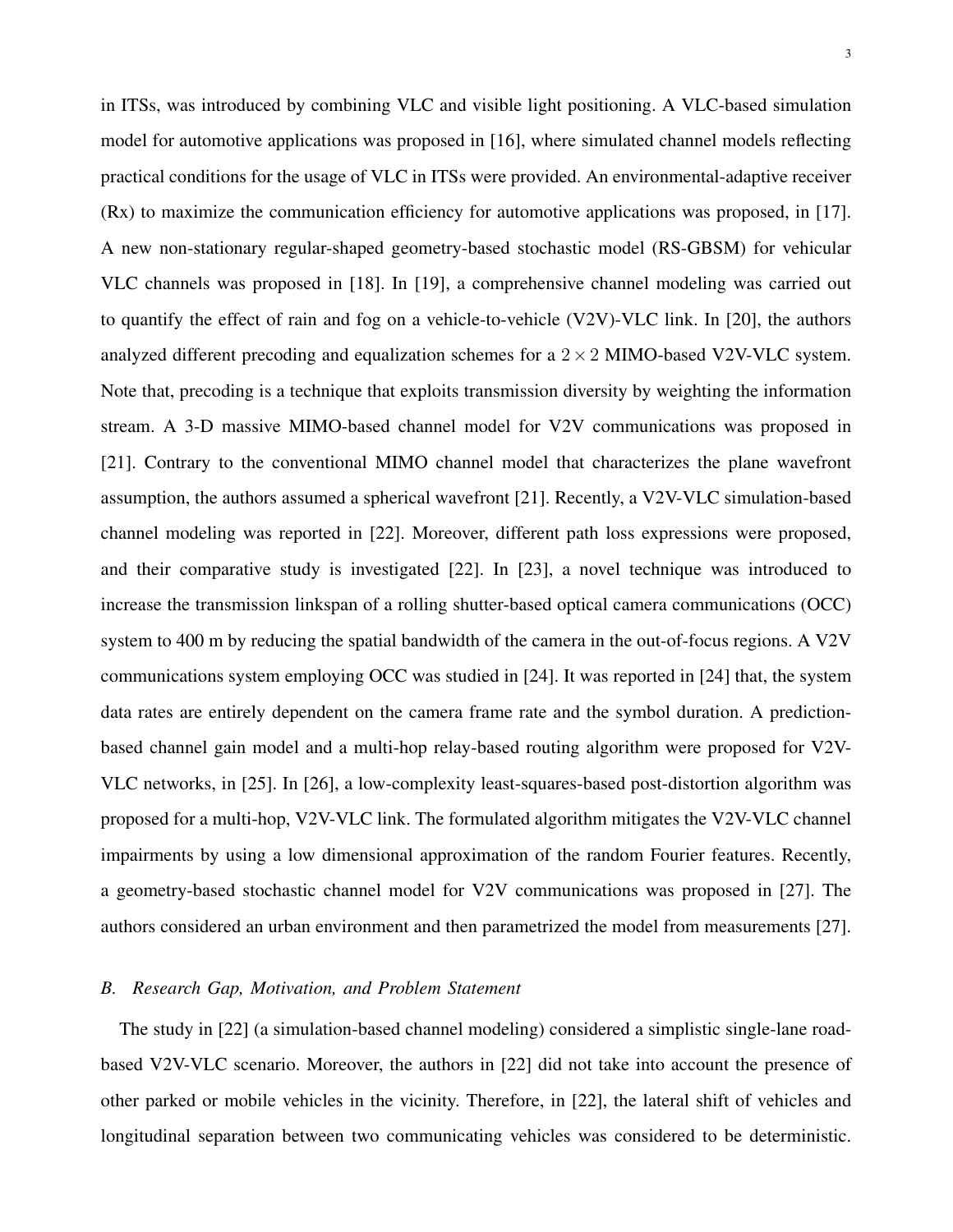in ITSs, was introduced by combining VLC and visible light positioning. A VLC-based simulation model for automotive applications was proposed in [16], where simulated channel models reflecting practical conditions for the usage of VLC in ITSs were provided. An environmental-adaptive receiver (Rx) to maximize the communication efficiency for automotive applications was proposed, in [17]. A new non-stationary regular-shaped geometry-based stochastic model (RS-GBSM) for vehicular VLC channels was proposed in [18]. In [19], a comprehensive channel modeling was carried out to quantify the effect of rain and fog on a vehicle-to-vehicle (V2V)-VLC link. In [20], the authors analyzed different precoding and equalization schemes for a $2 \times 2$ MIMO-based V2V-VLC system. Note that, precoding is a technique that exploits transmission diversity by weighting the information stream. A 3-D massive MIMO-based channel model for V2V communications was proposed in [21]. Contrary to the conventional MIMO channel model that characterizes the plane wavefront assumption, the authors assumed a spherical wavefront [21]. Recently, a V2V-VLC simulation-based channel modeling was reported in [22]. Moreover, different path loss expressions were proposed, and their comparative study is investigated [22]. In [23], a novel technique was introduced to increase the transmission linkspan of a rolling shutter-based optical camera communications (OCC) system to 400 m by reducing the spatial bandwidth of the camera in the out-of-focus regions. A V2V communications system employing OCC was studied in [24]. It was reported in [24] that, the system data rates are entirely dependent on the camera frame rate and the symbol duration. A prediction-based channel gain model and a multi-hop relay-based routing algorithm were proposed for V2V-VLC networks, in [25]. In [26], a low-complexity least-squares-based post-distortion algorithm was proposed for a multi-hop, V2V-VLC link. The formulated algorithm mitigates the V2V-VLC channel impairments by using a low dimensional approximation of the random Fourier features. Recently, a geometry-based stochastic channel model for V2V communications was proposed in [27]. The authors considered an urban environment and then parametrized the model from measurements [27].

### *B. Research Gap, Motivation, and Problem Statement*

The study in [22] (a simulation-based channel modeling) considered a simplistic single-lane road-based V2V-VLC scenario. Moreover, the authors in [22] did not take into account the presence of other parked or mobile vehicles in the vicinity. Therefore, in [22], the lateral shift of vehicles and longitudinal separation between two communicating vehicles was considered to be deterministic.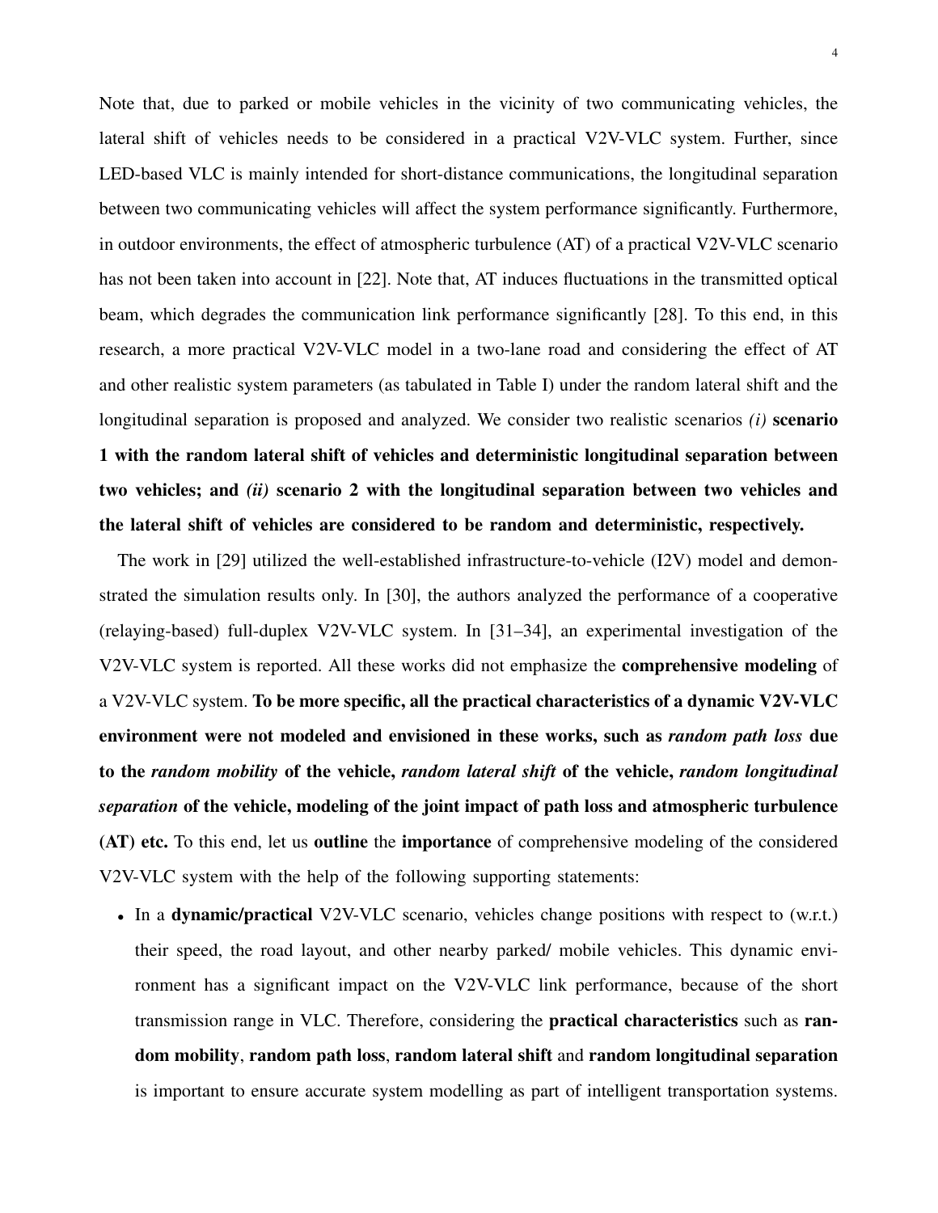Note that, due to parked or mobile vehicles in the vicinity of two communicating vehicles, the lateral shift of vehicles needs to be considered in a practical V2V-VLC system. Further, since LED-based VLC is mainly intended for short-distance communications, the longitudinal separation between two communicating vehicles will affect the system performance significantly. Furthermore, in outdoor environments, the effect of atmospheric turbulence (AT) of a practical V2V-VLC scenario has not been taken into account in [22]. Note that, AT induces fluctuations in the transmitted optical beam, which degrades the communication link performance significantly [28]. To this end, in this research, a more practical V2V-VLC model in a two-lane road and considering the effect of AT and other realistic system parameters (as tabulated in Table I) under the random lateral shift and the longitudinal separation is proposed and analyzed. We consider two realistic scenarios *(i)* **scenario 1 with the random lateral shift of vehicles and deterministic longitudinal separation between two vehicles; and *(ii)* scenario 2 with the longitudinal separation between two vehicles and the lateral shift of vehicles are considered to be random and deterministic, respectively.**

The work in [29] utilized the well-established infrastructure-to-vehicle (I2V) model and demonstrated the simulation results only. In [30], the authors analyzed the performance of a cooperative (relaying-based) full-duplex V2V-VLC system. In [31–34], an experimental investigation of the V2V-VLC system is reported. All these works did not emphasize the **comprehensive modeling** of a V2V-VLC system. **To be more specific, all the practical characteristics of a dynamic V2V-VLC environment were not modeled and envisioned in these works, such as *random path loss* due to the *random mobility* of the vehicle, *random lateral shift* of the vehicle, *random longitudinal separation* of the vehicle, modeling of the joint impact of path loss and atmospheric turbulence (AT) etc.** To this end, let us **outline** the **importance** of comprehensive modeling of the considered V2V-VLC system with the help of the following supporting statements:

- In a **dynamic/practical** V2V-VLC scenario, vehicles change positions with respect to (w.r.t.) their speed, the road layout, and other nearby parked/ mobile vehicles. This dynamic environment has a significant impact on the V2V-VLC link performance, because of the short transmission range in VLC. Therefore, considering the **practical characteristics** such as **random mobility**, **random path loss**, **random lateral shift** and **random longitudinal separation** is important to ensure accurate system modelling as part of intelligent transportation systems.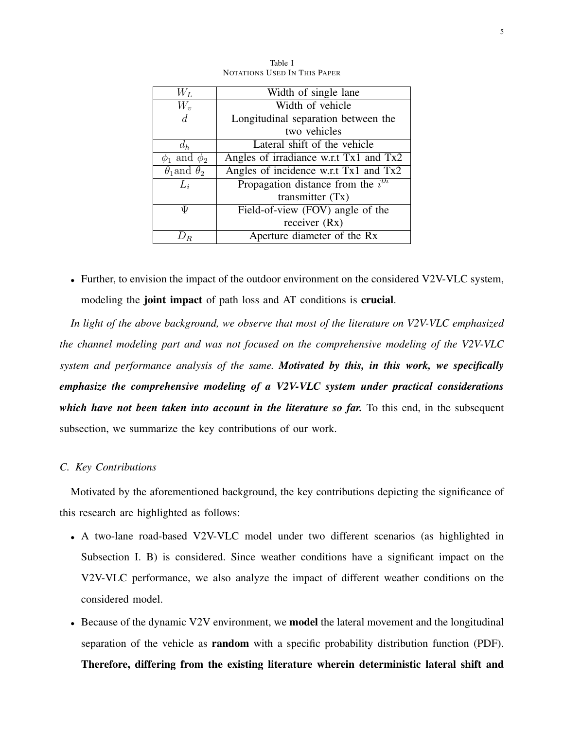Table I
NOTATIONS USED IN THIS PAPER

| | |
|---|---|
| $W_L$ | Width of single lane |
| $W_v$ | Width of vehicle |
| $d$ | Longitudinal separation between the two vehicles |
| $d_h$ | Lateral shift of the vehicle |
| $\phi_1$ and $\phi_2$ | Angles of irradiance w.r.t Tx1 and Tx2 |
| $\theta_1$and $\theta_2$ | Angles of incidence w.r.t Tx1 and Tx2 |
| $L_i$ | Propagation distance from the $i^{th}$ transmitter (Tx) |
| $\Psi$ | Field-of-view (FOV) angle of the receiver (Rx) |
| $D_R$ | Aperture diameter of the Rx |

- Further, to envision the impact of the outdoor environment on the considered V2V-VLC system, modeling the **joint impact** of path loss and AT conditions is **crucial**.

*In light of the above background, we observe that most of the literature on V2V-VLC emphasized the channel modeling part and was not focused on the comprehensive modeling of the V2V-VLC system and performance analysis of the same.* ***Motivated by this, in this work, we specifically emphasize the comprehensive modeling of a V2V-VLC system under practical considerations which have not been taken into account in the literature so far.*** To this end, in the subsequent subsection, we summarize the key contributions of our work.

### *C. Key Contributions*

Motivated by the aforementioned background, the key contributions depicting the significance of this research are highlighted as follows:

- A two-lane road-based V2V-VLC model under two different scenarios (as highlighted in Subsection I. B) is considered. Since weather conditions have a significant impact on the V2V-VLC performance, we also analyze the impact of different weather conditions on the considered model.
- Because of the dynamic V2V environment, we **model** the lateral movement and the longitudinal separation of the vehicle as **random** with a specific probability distribution function (PDF). **Therefore, differing from the existing literature wherein deterministic lateral shift and**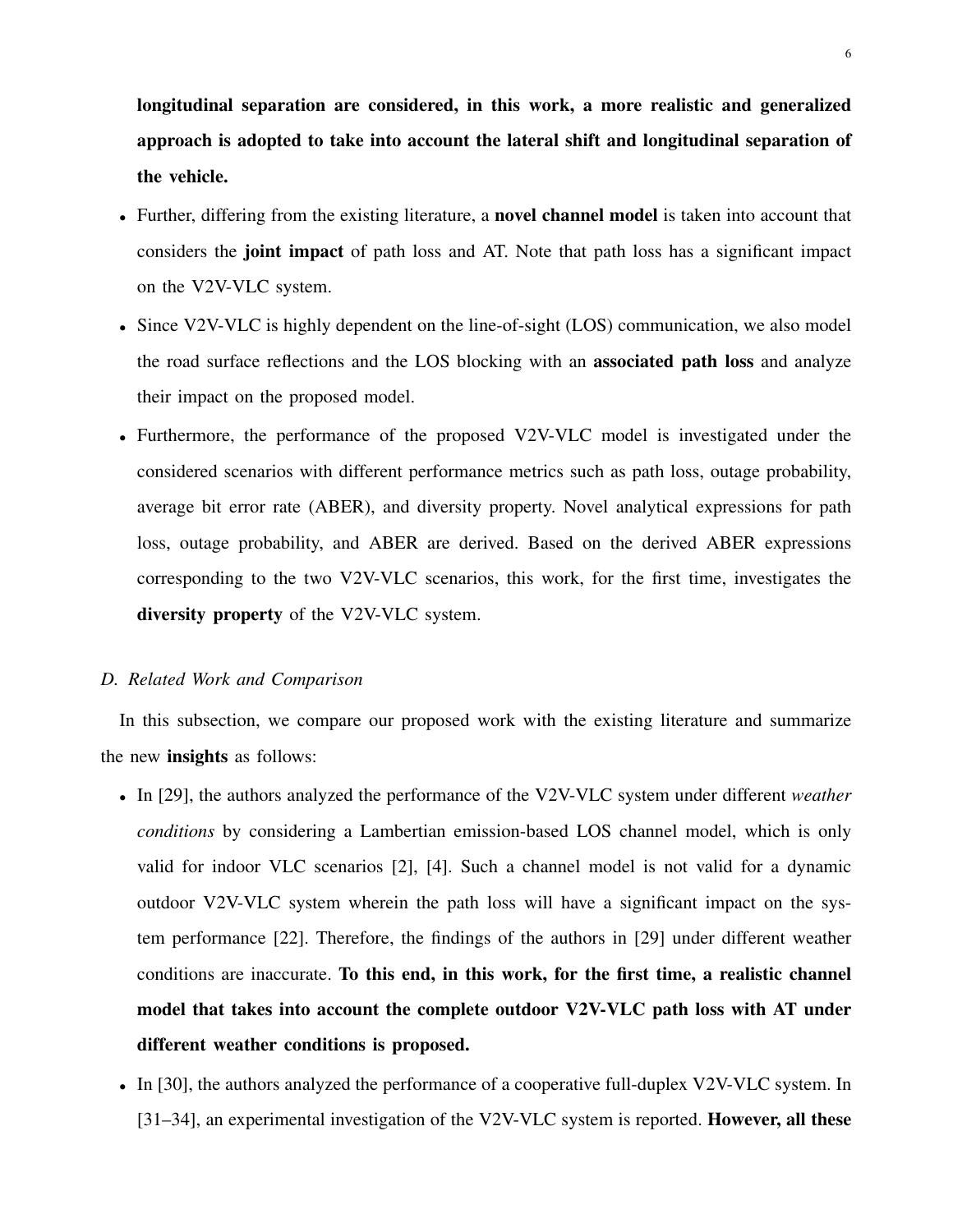**longitudinal separation are considered, in this work, a more realistic and generalized approach is adopted to take into account the lateral shift and longitudinal separation of the vehicle.**

- Further, differing from the existing literature, a **novel channel model** is taken into account that considers the **joint impact** of path loss and AT. Note that path loss has a significant impact on the V2V-VLC system.
- Since V2V-VLC is highly dependent on the line-of-sight (LOS) communication, we also model the road surface reflections and the LOS blocking with an **associated path loss** and analyze their impact on the proposed model.
- Furthermore, the performance of the proposed V2V-VLC model is investigated under the considered scenarios with different performance metrics such as path loss, outage probability, average bit error rate (ABER), and diversity property. Novel analytical expressions for path loss, outage probability, and ABER are derived. Based on the derived ABER expressions corresponding to the two V2V-VLC scenarios, this work, for the first time, investigates the **diversity property** of the V2V-VLC system.

### *D. Related Work and Comparison*

In this subsection, we compare our proposed work with the existing literature and summarize the new **insights** as follows:

- In [29], the authors analyzed the performance of the V2V-VLC system under different *weather conditions* by considering a Lambertian emission-based LOS channel model, which is only valid for indoor VLC scenarios [2], [4]. Such a channel model is not valid for a dynamic outdoor V2V-VLC system wherein the path loss will have a significant impact on the system performance [22]. Therefore, the findings of the authors in [29] under different weather conditions are inaccurate. **To this end, in this work, for the first time, a realistic channel model that takes into account the complete outdoor V2V-VLC path loss with AT under different weather conditions is proposed.**
- In [30], the authors analyzed the performance of a cooperative full-duplex V2V-VLC system. In [31–34], an experimental investigation of the V2V-VLC system is reported. **However, all these**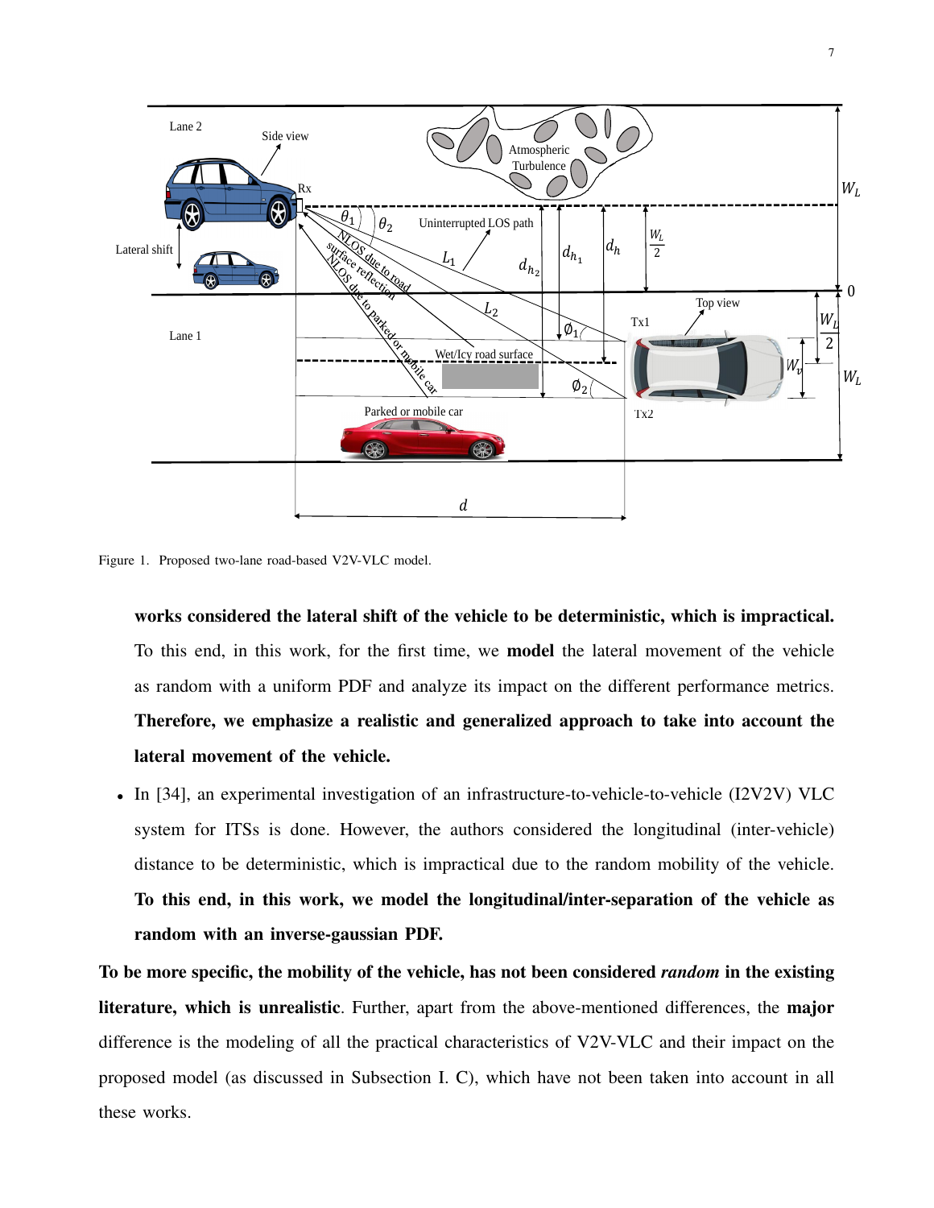Figure 1. Proposed two-lane road-based V2V-VLC model.

**works considered the lateral shift of the vehicle to be deterministic, which is impractical.** To this end, in this work, for the first time, we **model** the lateral movement of the vehicle as random with a uniform PDF and analyze its impact on the different performance metrics. **Therefore, we emphasize a realistic and generalized approach to take into account the lateral movement of the vehicle.**

- In [34], an experimental investigation of an infrastructure-to-vehicle-to-vehicle (I2V2V) VLC system for ITSs is done. However, the authors considered the longitudinal (inter-vehicle) distance to be deterministic, which is impractical due to the random mobility of the vehicle. **To this end, in this work, we model the longitudinal/inter-separation of the vehicle as random with an inverse-gaussian PDF.**

**To be more specific, the mobility of the vehicle, has not been considered *random* in the existing literature, which is unrealistic**. Further, apart from the above-mentioned differences, the **major** difference is the modeling of all the practical characteristics of V2V-VLC and their impact on the proposed model (as discussed in Subsection I. C), which have not been taken into account in all these works.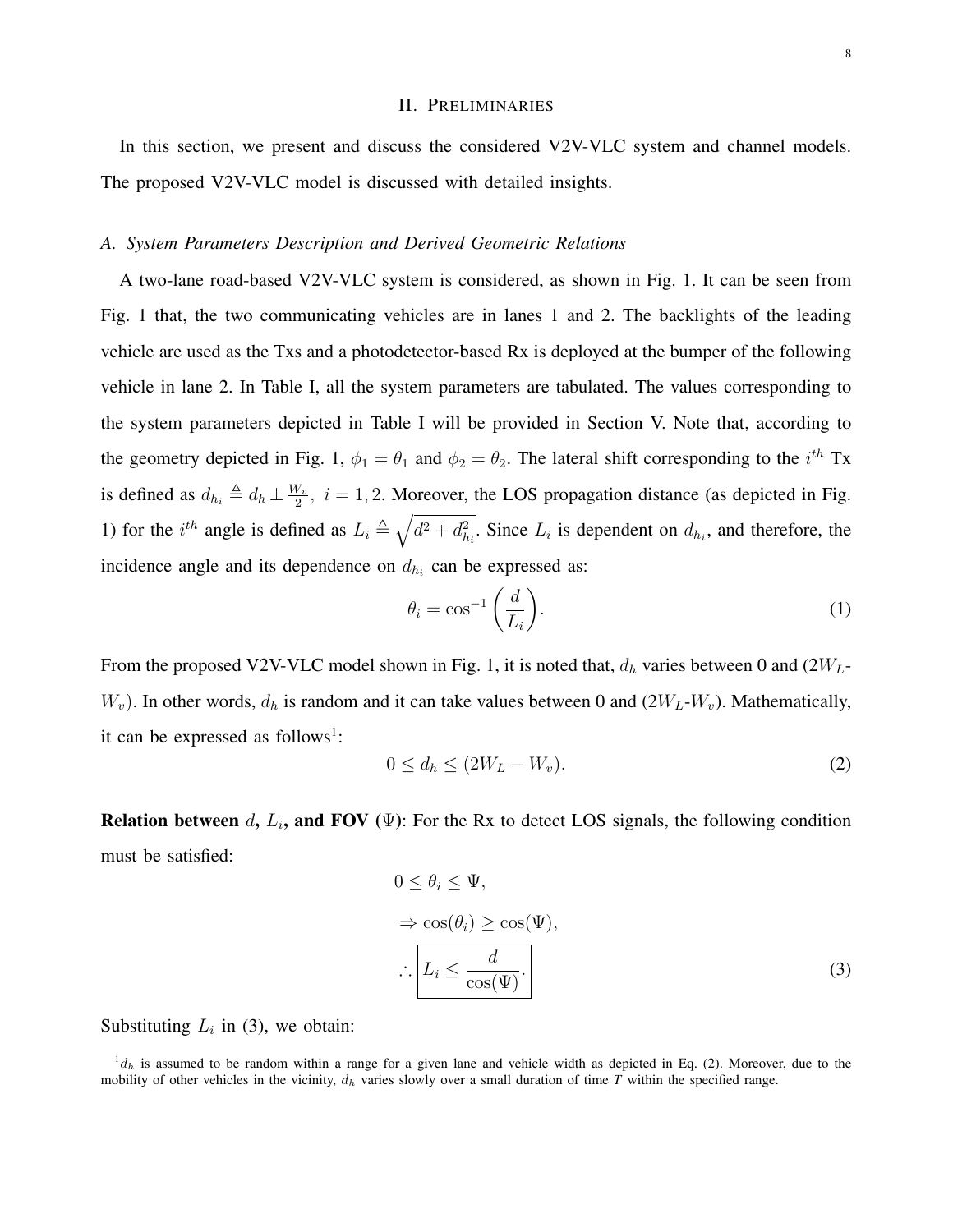## II. PRELIMINARIES

In this section, we present and discuss the considered V2V-VLC system and channel models. The proposed V2V-VLC model is discussed with detailed insights.

### *A. System Parameters Description and Derived Geometric Relations*

A two-lane road-based V2V-VLC system is considered, as shown in Fig. 1. It can be seen from Fig. 1 that, the two communicating vehicles are in lanes 1 and 2. The backlights of the leading vehicle are used as the Txs and a photodetector-based Rx is deployed at the bumper of the following vehicle in lane 2. In Table I, all the system parameters are tabulated. The values corresponding to the system parameters depicted in Table I will be provided in Section V. Note that, according to the geometry depicted in Fig. 1, $\phi_1 = \theta_1$ and $\phi_2 = \theta_2$. The lateral shift corresponding to the $i^{th}$ Tx is defined as $d_{h_i} \triangleq d_h \pm \frac{W_v}{2},\ i = 1, 2$. Moreover, the LOS propagation distance (as depicted in Fig. 1) for the $i^{th}$ angle is defined as $L_i \triangleq \sqrt{d^2 + d_{h_i}^2}$. Since $L_i$ is dependent on $d_{h_i}$, and therefore, the incidence angle and its dependence on $d_{h_i}$ can be expressed as:

$$\theta_i = \cos^{-1}\left(\frac{d}{L_i}\right). \tag{1}$$

From the proposed V2V-VLC model shown in Fig. 1, it is noted that, $d_h$ varies between 0 and ($2W_L$-$W_v$). In other words, $d_h$ is random and it can take values between 0 and ($2W_L$-$W_v$). Mathematically, it can be expressed as follows[1]:

$$0 \leq d_h \leq (2W_L - W_v). \tag{2}$$

**Relation between $d$, $L_i$, and FOV ($\Psi$)**: For the Rx to detect LOS signals, the following condition must be satisfied:

$$\begin{aligned} & 0 \leq \theta_i \leq \Psi, \\ & \Rightarrow \cos(\theta_i) \geq \cos(\Psi), \\ & \therefore \boxed{L_i \leq \frac{d}{\cos(\Psi)}}. \end{aligned} \tag{3}$$

Substituting $L_i$ in (3), we obtain:

[1] $d_h$ is assumed to be random within a range for a given lane and vehicle width as depicted in Eq. (2). Moreover, due to the mobility of other vehicles in the vicinity, $d_h$ varies slowly over a small duration of time *T* within the specified range.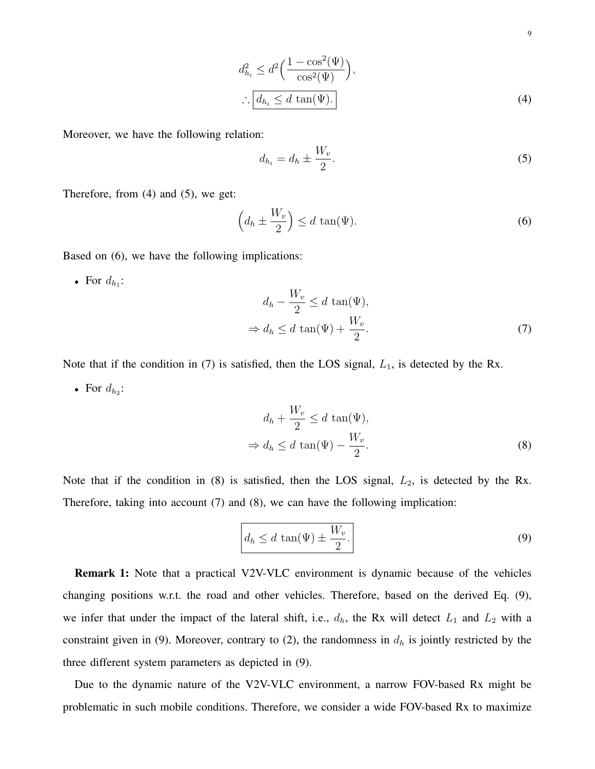$$d_{h_i}^2 \leq d^2\Big(\frac{1-\cos^2(\Psi)}{\cos^2(\Psi)}\Big),$$

$$\therefore \boxed{d_{h_i} \leq d\,\tan(\Psi).} \tag{4}$$

Moreover, we have the following relation:

$$d_{h_i} = d_h \pm \frac{W_v}{2}. \tag{5}$$

Therefore, from (4) and (5), we get:

$$\Big(d_h \pm \frac{W_v}{2}\Big) \leq d\,\tan(\Psi). \tag{6}$$

Based on (6), we have the following implications:

- For $d_{h_1}$:

$$d_h - \frac{W_v}{2} \leq d\,\tan(\Psi),$$

$$\Rightarrow d_h \leq d\,\tan(\Psi) + \frac{W_v}{2}. \tag{7}$$

Note that if the condition in (7) is satisfied, then the LOS signal, $L_1$, is detected by the Rx.

- For $d_{h_2}$:

$$d_h + \frac{W_v}{2} \leq d\,\tan(\Psi),$$

$$\Rightarrow d_h \leq d\,\tan(\Psi) - \frac{W_v}{2}. \tag{8}$$

Note that if the condition in (8) is satisfied, then the LOS signal, $L_2$, is detected by the Rx. Therefore, taking into account (7) and (8), we can have the following implication:

$$\boxed{d_h \leq d\,\tan(\Psi) \pm \frac{W_v}{2}.} \tag{9}$$

**Remark 1:** Note that a practical V2V-VLC environment is dynamic because of the vehicles changing positions w.r.t. the road and other vehicles. Therefore, based on the derived Eq. (9), we infer that under the impact of the lateral shift, i.e., $d_h$, the Rx will detect $L_1$ and $L_2$ with a constraint given in (9). Moreover, contrary to (2), the randomness in $d_h$ is jointly restricted by the three different system parameters as depicted in (9).

Due to the dynamic nature of the V2V-VLC environment, a narrow FOV-based Rx might be problematic in such mobile conditions. Therefore, we consider a wide FOV-based Rx to maximize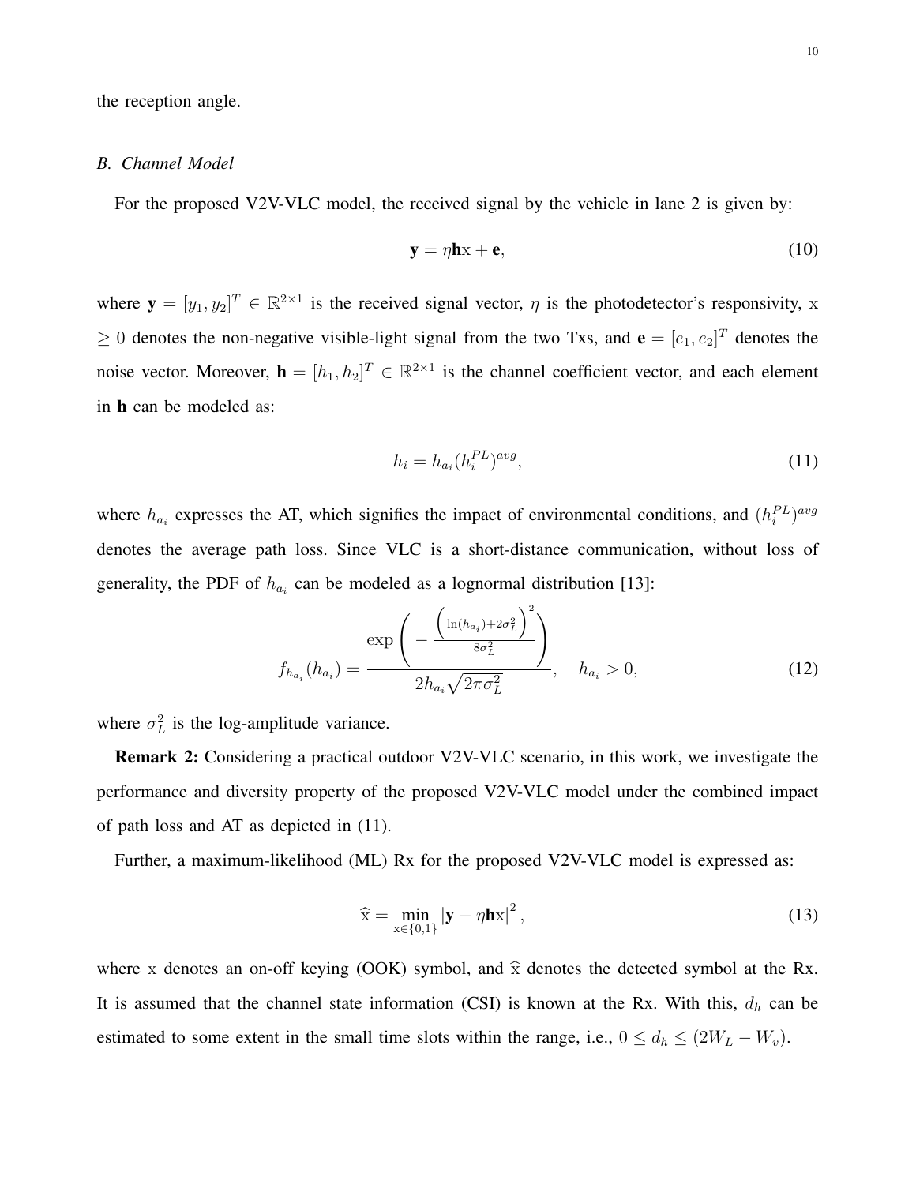the reception angle.

### *B. Channel Model*

For the proposed V2V-VLC model, the received signal by the vehicle in lane 2 is given by:

$$\mathbf{y} = \eta \mathbf{h} \mathrm{x} + \mathbf{e}, \tag{10}$$

where $\mathbf{y} = [y_1, y_2]^T \in \mathbb{R}^{2\times 1}$ is the received signal vector, $\eta$ is the photodetector's responsivity, x $\geq 0$ denotes the non-negative visible-light signal from the two Txs, and $\mathbf{e} = [e_1, e_2]^T$ denotes the noise vector. Moreover, $\mathbf{h} = [h_1, h_2]^T \in \mathbb{R}^{2\times 1}$ is the channel coefficient vector, and each element in $\mathbf{h}$ can be modeled as:

$$h_i = h_{a_i} (h_i^{PL})^{avg}, \tag{11}$$

where $h_{a_i}$ expresses the AT, which signifies the impact of environmental conditions, and $(h_i^{PL})^{avg}$ denotes the average path loss. Since VLC is a short-distance communication, without loss of generality, the PDF of $h_{a_i}$ can be modeled as a lognormal distribution [13]:

$$f_{h_{a_i}}(h_{a_i}) = \frac{\exp\left( - \frac{\left( \ln(h_{a_i}) + 2\sigma_L^2 \right)^2}{8\sigma_L^2} \right)}{2 h_{a_i} \sqrt{2\pi\sigma_L^2}}, \quad h_{a_i} > 0, \tag{12}$$

where $\sigma_L^2$ is the log-amplitude variance.

**Remark 2:** Considering a practical outdoor V2V-VLC scenario, in this work, we investigate the performance and diversity property of the proposed V2V-VLC model under the combined impact of path loss and AT as depicted in (11).

Further, a maximum-likelihood (ML) Rx for the proposed V2V-VLC model is expressed as:

$$\widehat{\mathrm{x}} = \min_{\mathrm{x}\in\{0,1\}} \left| \mathbf{y} - \eta \mathbf{h} \mathrm{x} \right|^2, \tag{13}$$

where x denotes an on-off keying (OOK) symbol, and $\widehat{\mathrm{x}}$ denotes the detected symbol at the Rx. It is assumed that the channel state information (CSI) is known at the Rx. With this, $d_h$ can be estimated to some extent in the small time slots within the range, i.e., $0 \leq d_h \leq (2W_L - W_v)$.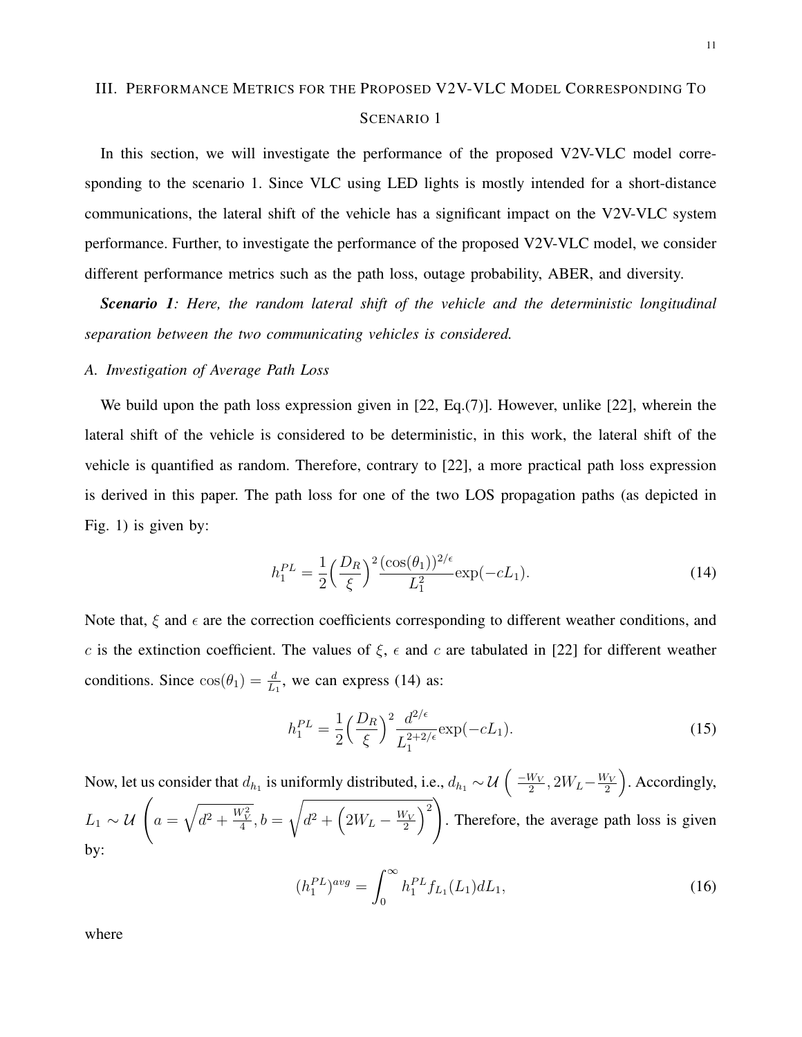## III. Performance Metrics for the Proposed V2V-VLC Model Corresponding To Scenario 1

In this section, we will investigate the performance of the proposed V2V-VLC model corresponding to the scenario 1. Since VLC using LED lights is mostly intended for a short-distance communications, the lateral shift of the vehicle has a significant impact on the V2V-VLC system performance. Further, to investigate the performance of the proposed V2V-VLC model, we consider different performance metrics such as the path loss, outage probability, ABER, and diversity.

***Scenario 1**: Here, the random lateral shift of the vehicle and the deterministic longitudinal separation between the two communicating vehicles is considered.*

### A. Investigation of Average Path Loss

We build upon the path loss expression given in [22, Eq.(7)]. However, unlike [22], wherein the lateral shift of the vehicle is considered to be deterministic, in this work, the lateral shift of the vehicle is quantified as random. Therefore, contrary to [22], a more practical path loss expression is derived in this paper. The path loss for one of the two LOS propagation paths (as depicted in Fig. 1) is given by:

$$h_1^{PL} = \frac{1}{2}\Big(\frac{D_R}{\xi}\Big)^2 \frac{(\cos(\theta_1))^{2/\epsilon}}{L_1^2} \exp(-cL_1). \tag{14}$$

Note that, $\xi$ and $\epsilon$ are the correction coefficients corresponding to different weather conditions, and $c$ is the extinction coefficient. The values of $\xi$, $\epsilon$ and $c$ are tabulated in [22] for different weather conditions. Since $\cos(\theta_1) = \frac{d}{L_1}$, we can express (14) as:

$$h_1^{PL} = \frac{1}{2}\Big(\frac{D_R}{\xi}\Big)^2 \frac{d^{2/\epsilon}}{L_1^{2+2/\epsilon}} \exp(-cL_1). \tag{15}$$

Now, let us consider that $d_{h_1}$ is uniformly distributed, i.e., $d_{h_1} \sim \mathcal{U}\left(\frac{-W_V}{2}, 2W_L - \frac{W_V}{2}\right)$. Accordingly, $L_1 \sim \mathcal{U}\left(a = \sqrt{d^2 + \frac{W_V^2}{4}}, b = \sqrt{d^2 + \left(2W_L - \frac{W_V}{2}\right)^2}\right)$. Therefore, the average path loss is given by:

$$(h_1^{PL})^{avg} = \int_0^{\infty} h_1^{PL} f_{L_1}(L_1) dL_1, \tag{16}$$

where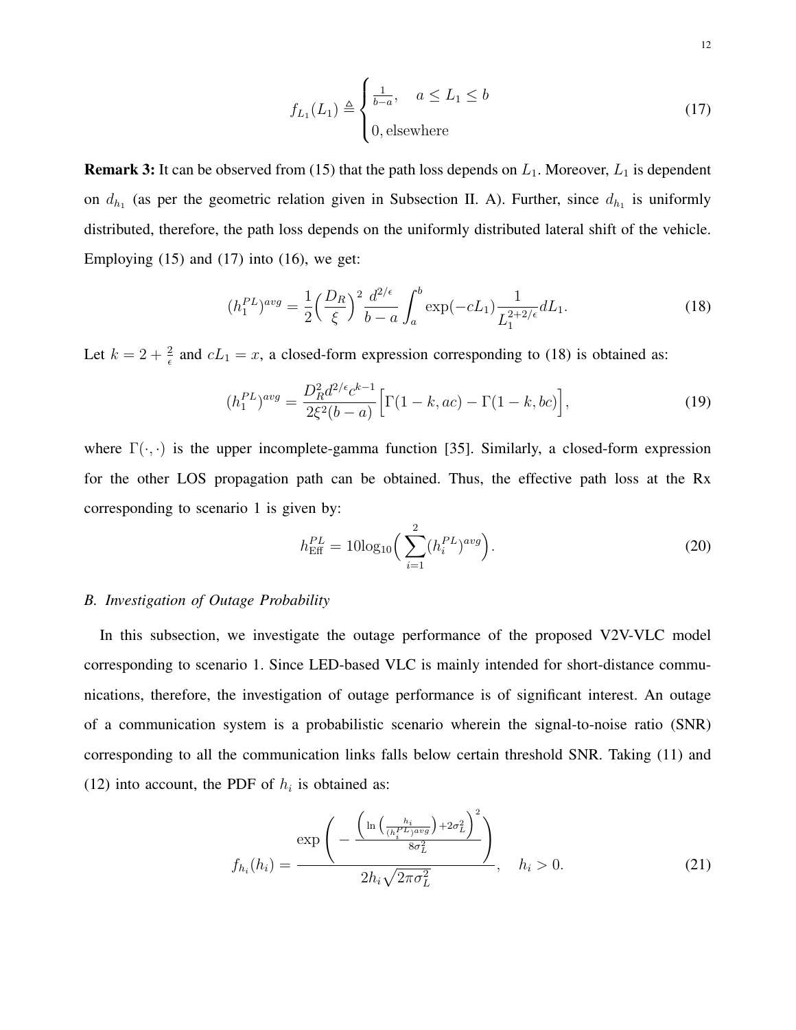$$f_{L_1}(L_1) \triangleq \begin{cases} \frac{1}{b-a}, & a \leq L_1 \leq b \\ 0, \text{elsewhere} \end{cases} \tag{17}$$

**Remark 3:** It can be observed from (15) that the path loss depends on $L_1$. Moreover, $L_1$ is dependent on $d_{h_1}$ (as per the geometric relation given in Subsection II. A). Further, since $d_{h_1}$ is uniformly distributed, therefore, the path loss depends on the uniformly distributed lateral shift of the vehicle. Employing (15) and (17) into (16), we get:

$$(h_1^{PL})^{avg} = \frac{1}{2}\Big(\frac{D_R}{\xi}\Big)^2 \frac{d^{2/\epsilon}}{b-a} \int_a^b \exp(-cL_1) \frac{1}{L_1^{2+2/\epsilon}} dL_1. \tag{18}$$

Let $k = 2 + \frac{2}{\epsilon}$ and $cL_1 = x$, a closed-form expression corresponding to (18) is obtained as:

$$(h_1^{PL})^{avg} = \frac{D_R^2 d^{2/\epsilon} c^{k-1}}{2\xi^2(b-a)} \Big[\Gamma(1-k, ac) - \Gamma(1-k, bc)\Big], \tag{19}$$

where $\Gamma(\cdot,\cdot)$ is the upper incomplete-gamma function [35]. Similarly, a closed-form expression for the other LOS propagation path can be obtained. Thus, the effective path loss at the Rx corresponding to scenario 1 is given by:

$$h_{\text{Eff}}^{PL} = 10\log_{10}\Big(\sum_{i=1}^{2} (h_i^{PL})^{avg}\Big). \tag{20}$$

### *B. Investigation of Outage Probability*

In this subsection, we investigate the outage performance of the proposed V2V-VLC model corresponding to scenario 1. Since LED-based VLC is mainly intended for short-distance communications, therefore, the investigation of outage performance is of significant interest. An outage of a communication system is a probabilistic scenario wherein the signal-to-noise ratio (SNR) corresponding to all the communication links falls below certain threshold SNR. Taking (11) and (12) into account, the PDF of $h_i$ is obtained as:

$$f_{h_i}(h_i) = \frac{\exp\left(-\frac{\left(\ln\left(\frac{h_i}{(h_i^{PL})^{avg}}\right) + 2\sigma_L^2\right)^2}{8\sigma_L^2}\right)}{2h_i\sqrt{2\pi\sigma_L^2}}, \quad h_i > 0. \tag{21}$$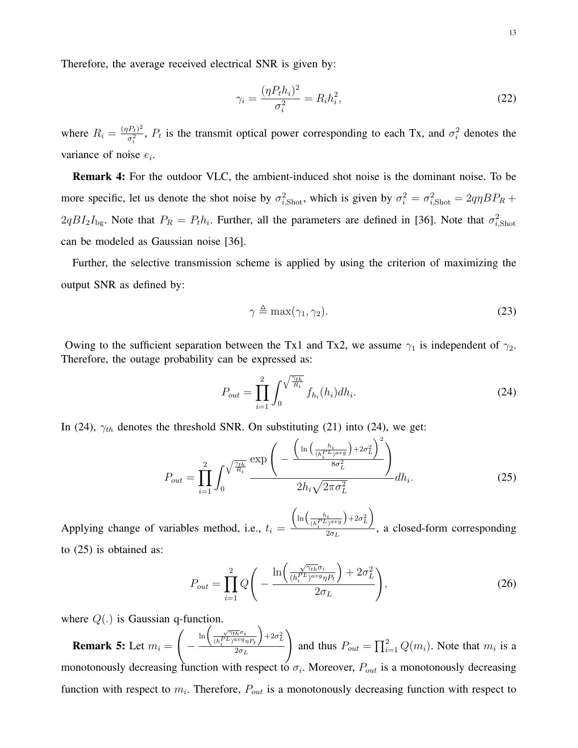Therefore, the average received electrical SNR is given by:

$$\gamma_i = \frac{(\eta P_t h_i)^2}{\sigma_i^2} = R_i h_i^2, \tag{22}$$

where $R_i = \frac{(\eta P_t)^2}{\sigma_i^2}$, $P_t$ is the transmit optical power corresponding to each Tx, and $\sigma_i^2$ denotes the variance of noise $e_i$.

**Remark 4:** For the outdoor VLC, the ambient-induced shot noise is the dominant noise. To be more specific, let us denote the shot noise by $\sigma_{i,\text{Shot}}^2$, which is given by $\sigma_i^2 = \sigma_{i,\text{Shot}}^2 = 2q\eta B P_R + 2qBI_2 I_{\text{bg}}$. Note that $P_R = P_t h_i$. Further, all the parameters are defined in [36]. Note that $\sigma_{i,\text{Shot}}^2$ can be modeled as Gaussian noise [36].

Further, the selective transmission scheme is applied by using the criterion of maximizing the output SNR as defined by:

$$\gamma \triangleq \max(\gamma_1, \gamma_2). \tag{23}$$

Owing to the sufficient separation between the Tx1 and Tx2, we assume $\gamma_1$ is independent of $\gamma_2$. Therefore, the outage probability can be expressed as:

$$P_{out} = \prod_{i=1}^{2} \int_0^{\sqrt{\frac{\gamma_{th}}{R_i}}} f_{h_i}(h_i) dh_i. \tag{24}$$

In (24), $\gamma_{th}$ denotes the threshold SNR. On substituting (21) into (24), we get:

$$P_{out} = \prod_{i=1}^{2} \int_0^{\sqrt{\frac{\gamma_{th}}{R_i}}} \frac{\exp\left( - \frac{\left( \ln\left( \frac{h_i}{(h_i^{PL})^{avg}} \right) + 2\sigma_L^2 \right)^2}{8\sigma_L^2} \right)}{2h_i \sqrt{2\pi\sigma_L^2}} dh_i. \tag{25}$$

Applying change of variables method, i.e., $t_i = \frac{\left( \ln\left( \frac{h_i}{(h_i^{PL})^{avg}} \right) + 2\sigma_L^2 \right)}{2\sigma_L}$, a closed-form corresponding to (25) is obtained as:

$$P_{out} = \prod_{i=1}^{2} Q\left( - \frac{\ln\left( \frac{\sqrt{\gamma_{th}}\sigma_i}{(h_i^{PL})^{avg} \eta P_t} \right) + 2\sigma_L^2}{2\sigma_L} \right), \tag{26}$$

where $Q(.)$ is Gaussian q-function.

**Remark 5:** Let $m_i = \left( - \frac{\ln\left( \frac{\sqrt{\gamma_{th}}\sigma_i}{(h_i^{PL})^{avg} \eta P_t} \right) + 2\sigma_L^2}{2\sigma_L} \right)$ and thus $P_{out} = \prod_{i=1}^{2} Q(m_i)$. Note that $m_i$ is a monotonously decreasing function with respect to $\sigma_i$. Moreover, $P_{out}$ is a monotonously decreasing function with respect to $m_i$. Therefore, $P_{out}$ is a monotonously decreasing function with respect to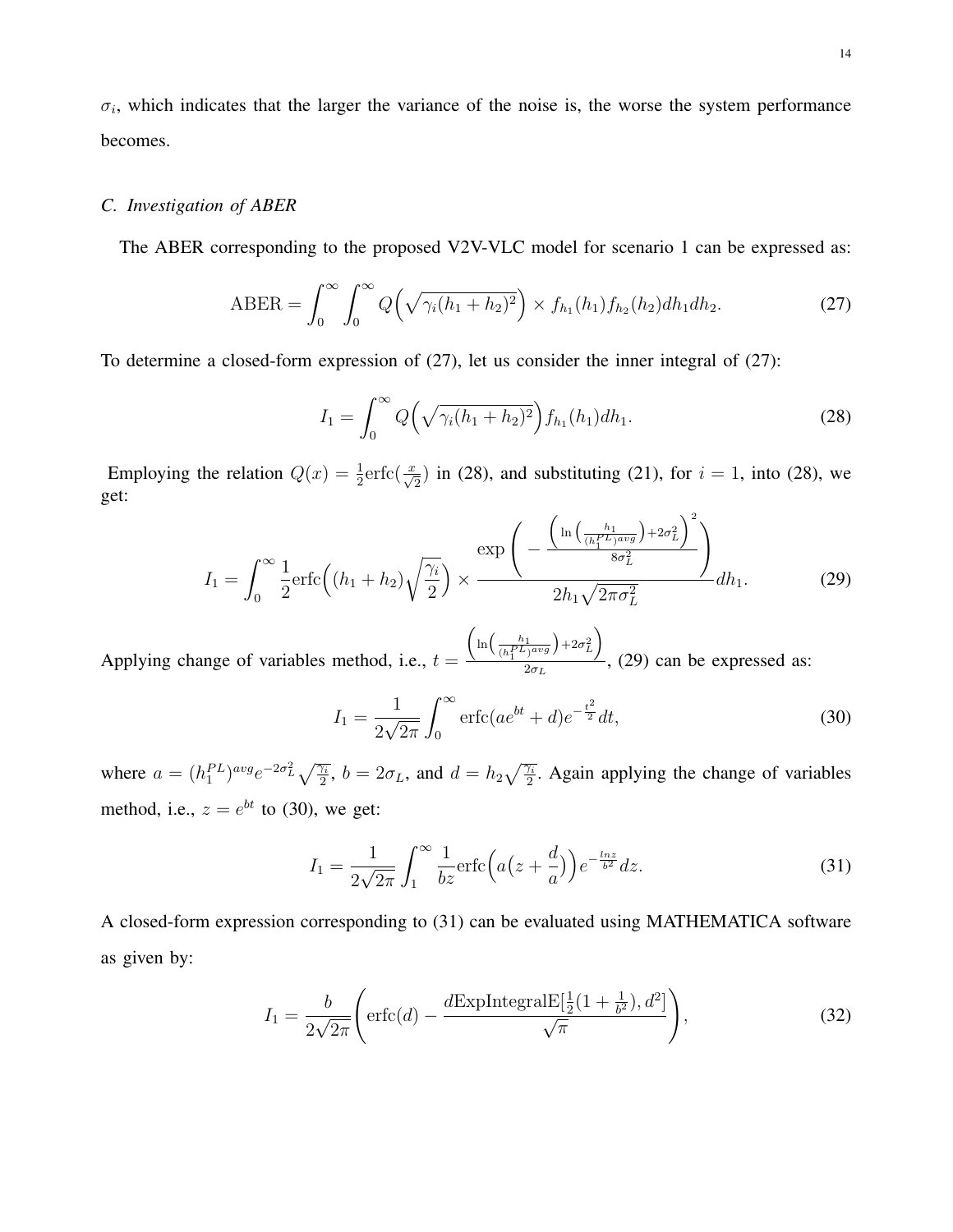$\sigma_i$, which indicates that the larger the variance of the noise is, the worse the system performance becomes.

### *C. Investigation of ABER*

The ABER corresponding to the proposed V2V-VLC model for scenario 1 can be expressed as:

$$\text{ABER} = \int_0^\infty \int_0^\infty Q\Big(\sqrt{\gamma_i (h_1 + h_2)^2}\Big) \times f_{h_1}(h_1) f_{h_2}(h_2) dh_1 dh_2. \tag{27}$$

To determine a closed-form expression of (27), let us consider the inner integral of (27):

$$I_1 = \int_0^\infty Q\Big(\sqrt{\gamma_i (h_1 + h_2)^2}\Big) f_{h_1}(h_1) dh_1. \tag{28}$$

Employing the relation $Q(x) = \frac{1}{2}\text{erfc}(\frac{x}{\sqrt{2}})$ in (28), and substituting (21), for $i = 1$, into (28), we get:

$$I_1 = \int_0^\infty \frac{1}{2}\text{erfc}\Big((h_1 + h_2)\sqrt{\frac{\gamma_i}{2}}\Big) \times \frac{\exp\left( - \frac{\left(\ln\left(\frac{h_1}{(h_1^{PL})^{avg}}\right) + 2\sigma_L^2\right)^2}{8\sigma_L^2}\right)}{2h_1\sqrt{2\pi\sigma_L^2}} dh_1. \tag{29}$$

Applying change of variables method, i.e., $t = \frac{\left(\ln\left(\frac{h_1}{(h_1^{PL})^{avg}}\right) + 2\sigma_L^2\right)}{2\sigma_L}$, (29) can be expressed as:

$$I_1 = \frac{1}{2\sqrt{2\pi}} \int_0^\infty \text{erfc}(ae^{bt} + d) e^{-\frac{t^2}{2}} dt, \tag{30}$$

where $a = (h_1^{PL})^{avg} e^{-2\sigma_L^2}\sqrt{\frac{\gamma_i}{2}}$, $b = 2\sigma_L$, and $d = h_2\sqrt{\frac{\gamma_i}{2}}$. Again applying the change of variables method, i.e., $z = e^{bt}$ to (30), we get:

$$I_1 = \frac{1}{2\sqrt{2\pi}} \int_1^\infty \frac{1}{bz}\text{erfc}\Big(a\big(z + \frac{d}{a}\big)\Big) e^{-\frac{lnz}{b^2}} dz. \tag{31}$$

A closed-form expression corresponding to (31) can be evaluated using MATHEMATICA software as given by:

$$I_1 = \frac{b}{2\sqrt{2\pi}}\left(\text{erfc}(d) - \frac{d\text{ExpIntegralE}[\frac{1}{2}(1 + \frac{1}{b^2}), d^2]}{\sqrt{\pi}}\right), \tag{32}$$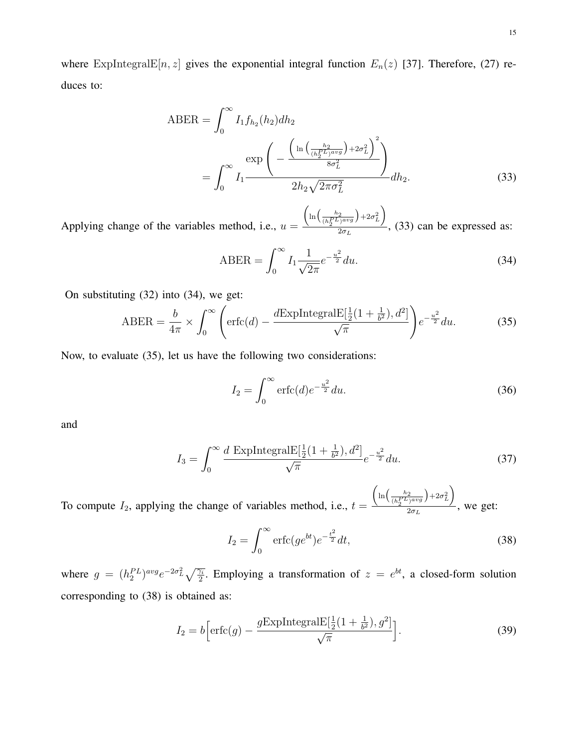where $\mathrm{ExpIntegralE}[n, z]$ gives the exponential integral function $E_n(z)$ [37]. Therefore, (27) reduces to:

$$\begin{aligned}\mathrm{ABER} &= \int_0^\infty I_1 f_{h_2}(h_2) dh_2 \\ &= \int_0^\infty I_1 \frac{\exp\left(-\frac{\left(\ln\left(\frac{h_2}{(h_2^{PL})^{avg}}\right)+2\sigma_L^2\right)^2}{8\sigma_L^2}\right)}{2h_2\sqrt{2\pi\sigma_L^2}} dh_2. \end{aligned} \tag{33}$$

Applying change of the variables method, i.e., $u = \frac{\left(\ln\left(\frac{h_2}{(h_2^{PL})^{avg}}\right)+2\sigma_L^2\right)}{2\sigma_L}$, (33) can be expressed as:

$$\mathrm{ABER} = \int_0^\infty I_1 \frac{1}{\sqrt{2\pi}} e^{-\frac{u^2}{2}} du. \tag{34}$$

On substituting (32) into (34), we get:

$$\mathrm{ABER} = \frac{b}{4\pi} \times \int_0^\infty \left(\mathrm{erfc}(d) - \frac{d\mathrm{ExpIntegralE}[\frac{1}{2}(1+\frac{1}{b^2}), d^2]}{\sqrt{\pi}}\right) e^{-\frac{u^2}{2}} du. \tag{35}$$

Now, to evaluate (35), let us have the following two considerations:

$$I_2 = \int_0^\infty \mathrm{erfc}(d) e^{-\frac{u^2}{2}} du. \tag{36}$$

and

$$I_3 = \int_0^\infty \frac{d\ \mathrm{ExpIntegralE}[\frac{1}{2}(1+\frac{1}{b^2}), d^2]}{\sqrt{\pi}} e^{-\frac{u^2}{2}} du. \tag{37}$$

To compute $I_2$, applying the change of variables method, i.e., $t = \frac{\left(\ln\left(\frac{h_2}{(h_2^{PL})^{avg}}\right)+2\sigma_L^2\right)}{2\sigma_L}$, we get:

$$I_2 = \int_0^\infty \mathrm{erfc}(g e^{bt}) e^{-\frac{t^2}{2}} dt, \tag{38}$$

where $g = (h_2^{PL})^{avg} e^{-2\sigma_L^2} \sqrt{\frac{\bar{\gamma}_i}{2}}$. Employing a transformation of $z = e^{bt}$, a closed-form solution corresponding to (38) is obtained as:

$$I_2 = b\Big[\mathrm{erfc}(g) - \frac{g\mathrm{ExpIntegralE}[\frac{1}{2}(1+\frac{1}{b^2}), g^2]}{\sqrt{\pi}}\Big]. \tag{39}$$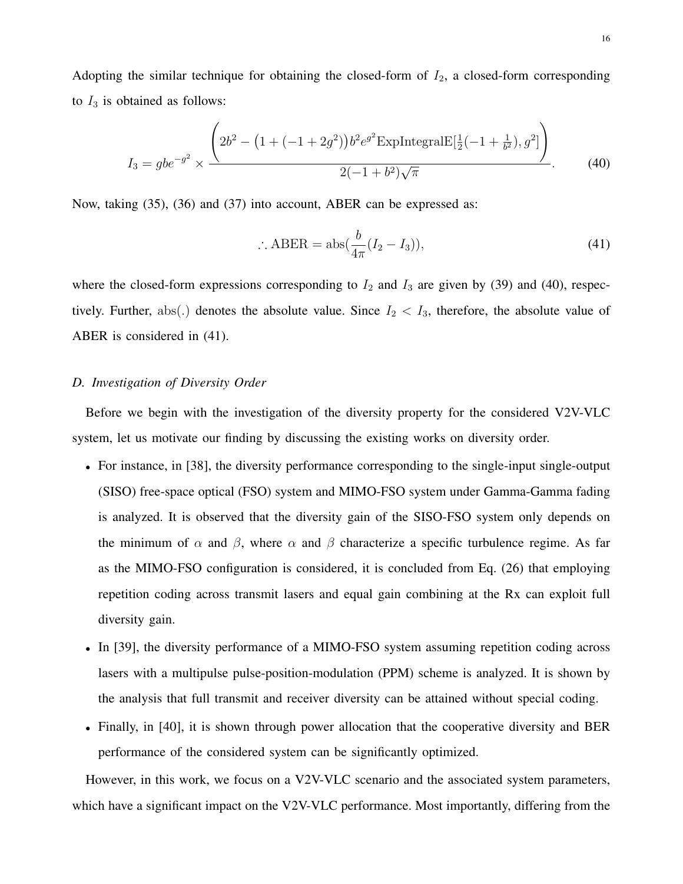Adopting the similar technique for obtaining the closed-form of $I_2$, a closed-form corresponding to $I_3$ is obtained as follows:

$$I_3 = gbe^{-g^2} \times \frac{\left(2b^2 - \left(1 + (-1 + 2g^2)\right) b^2 e^{g^2} \text{ExpIntegralE}[\frac{1}{2}(-1 + \frac{1}{b^2}), g^2]\right)}{2(-1 + b^2)\sqrt{\pi}}. \tag{40}$$

Now, taking (35), (36) and (37) into account, ABER can be expressed as:

$$\therefore \text{ABER} = \text{abs}(\frac{b}{4\pi}(I_2 - I_3)), \tag{41}$$

where the closed-form expressions corresponding to $I_2$ and $I_3$ are given by (39) and (40), respectively. Further, $\text{abs}(.)$ denotes the absolute value. Since $I_2 < I_3$, therefore, the absolute value of ABER is considered in (41).

### D. Investigation of Diversity Order

Before we begin with the investigation of the diversity property for the considered V2V-VLC system, let us motivate our finding by discussing the existing works on diversity order.

- For instance, in [38], the diversity performance corresponding to the single-input single-output (SISO) free-space optical (FSO) system and MIMO-FSO system under Gamma-Gamma fading is analyzed. It is observed that the diversity gain of the SISO-FSO system only depends on the minimum of $\alpha$ and $\beta$, where $\alpha$ and $\beta$ characterize a specific turbulence regime. As far as the MIMO-FSO configuration is considered, it is concluded from Eq. (26) that employing repetition coding across transmit lasers and equal gain combining at the Rx can exploit full diversity gain.
- In [39], the diversity performance of a MIMO-FSO system assuming repetition coding across lasers with a multipulse pulse-position-modulation (PPM) scheme is analyzed. It is shown by the analysis that full transmit and receiver diversity can be attained without special coding.
- Finally, in [40], it is shown through power allocation that the cooperative diversity and BER performance of the considered system can be significantly optimized.

However, in this work, we focus on a V2V-VLC scenario and the associated system parameters, which have a significant impact on the V2V-VLC performance. Most importantly, differing from the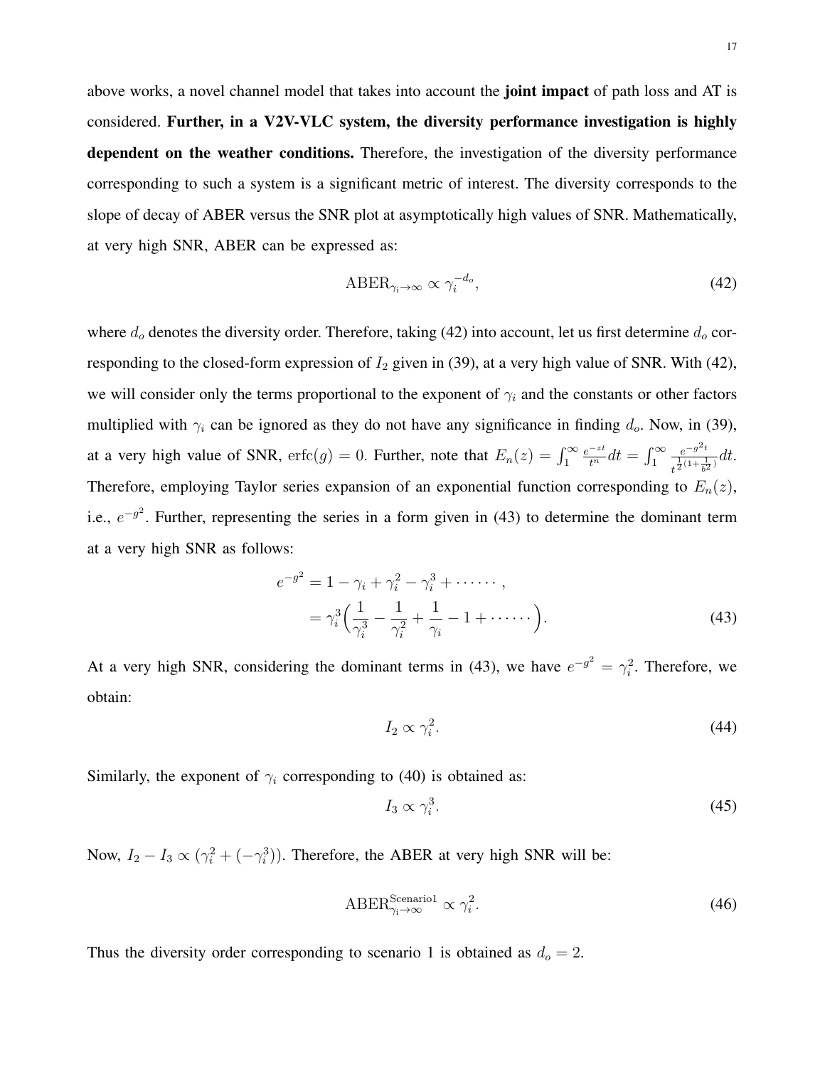above works, a novel channel model that takes into account the **joint impact** of path loss and AT is considered. **Further, in a V2V-VLC system, the diversity performance investigation is highly dependent on the weather conditions.** Therefore, the investigation of the diversity performance corresponding to such a system is a significant metric of interest. The diversity corresponds to the slope of decay of ABER versus the SNR plot at asymptotically high values of SNR. Mathematically, at very high SNR, ABER can be expressed as:

$$\text{ABER}_{\gamma_i \to \infty} \propto \gamma_i^{-d_o}, \tag{42}$$

where $d_o$ denotes the diversity order. Therefore, taking (42) into account, let us first determine $d_o$ corresponding to the closed-form expression of $I_2$ given in (39), at a very high value of SNR. With (42), we will consider only the terms proportional to the exponent of $\gamma_i$ and the constants or other factors multiplied with $\gamma_i$ can be ignored as they do not have any significance in finding $d_o$. Now, in (39), at a very high value of SNR, $\text{erfc}(g) = 0$. Further, note that $E_n(z) = \int_1^\infty \frac{e^{-zt}}{t^n} dt = \int_1^\infty \frac{e^{-g^2 t}}{t^{\frac{1}{2}(1+\frac{1}{b^2})}} dt$. Therefore, employing Taylor series expansion of an exponential function corresponding to $E_n(z)$, i.e., $e^{-g^2}$. Further, representing the series in a form given in (43) to determine the dominant term at a very high SNR as follows:

$$\begin{aligned} e^{-g^2} &= 1 - \gamma_i + \gamma_i^2 - \gamma_i^3 + \cdots\cdots, \\ &= \gamma_i^3 \Big( \frac{1}{\gamma_i^3} - \frac{1}{\gamma_i^2} + \frac{1}{\gamma_i} - 1 + \cdots\cdots \Big). \end{aligned} \tag{43}$$

At a very high SNR, considering the dominant terms in (43), we have $e^{-g^2} = \gamma_i^2$. Therefore, we obtain:

$$I_2 \propto \gamma_i^2. \tag{44}$$

Similarly, the exponent of $\gamma_i$ corresponding to (40) is obtained as:

$$I_3 \propto \gamma_i^3. \tag{45}$$

Now, $I_2 - I_3 \propto (\gamma_i^2 + (-\gamma_i^3))$. Therefore, the ABER at very high SNR will be:

$$\text{ABER}^{\text{Scenario1}}_{\gamma_i \to \infty} \propto \gamma_i^2. \tag{46}$$

Thus the diversity order corresponding to scenario 1 is obtained as $d_o = 2$.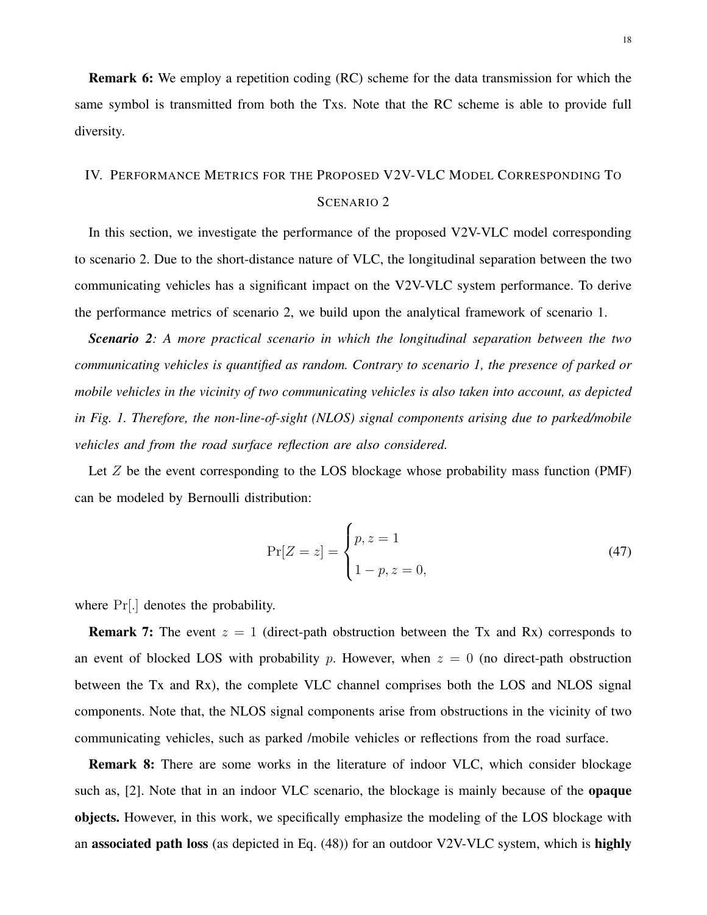**Remark 6:** We employ a repetition coding (RC) scheme for the data transmission for which the same symbol is transmitted from both the Txs. Note that the RC scheme is able to provide full diversity.

## IV. Performance Metrics for the Proposed V2V-VLC Model Corresponding To Scenario 2

In this section, we investigate the performance of the proposed V2V-VLC model corresponding to scenario 2. Due to the short-distance nature of VLC, the longitudinal separation between the two communicating vehicles has a significant impact on the V2V-VLC system performance. To derive the performance metrics of scenario 2, we build upon the analytical framework of scenario 1.

***Scenario 2****: A more practical scenario in which the longitudinal separation between the two communicating vehicles is quantified as random. Contrary to scenario 1, the presence of parked or mobile vehicles in the vicinity of two communicating vehicles is also taken into account, as depicted in Fig. 1. Therefore, the non-line-of-sight (NLOS) signal components arising due to parked/mobile vehicles and from the road surface reflection are also considered.*

Let $Z$ be the event corresponding to the LOS blockage whose probability mass function (PMF) can be modeled by Bernoulli distribution:

$$\Pr[Z = z] = \begin{cases} p, z = 1 \\ 1 - p, z = 0, \end{cases} \tag{47}$$

where $\Pr[.]$ denotes the probability.

**Remark 7:** The event $z = 1$ (direct-path obstruction between the Tx and Rx) corresponds to an event of blocked LOS with probability $p$. However, when $z = 0$ (no direct-path obstruction between the Tx and Rx), the complete VLC channel comprises both the LOS and NLOS signal components. Note that, the NLOS signal components arise from obstructions in the vicinity of two communicating vehicles, such as parked /mobile vehicles or reflections from the road surface.

**Remark 8:** There are some works in the literature of indoor VLC, which consider blockage such as, [2]. Note that in an indoor VLC scenario, the blockage is mainly because of the **opaque objects.** However, in this work, we specifically emphasize the modeling of the LOS blockage with an **associated path loss** (as depicted in Eq. (48)) for an outdoor V2V-VLC system, which is **highly**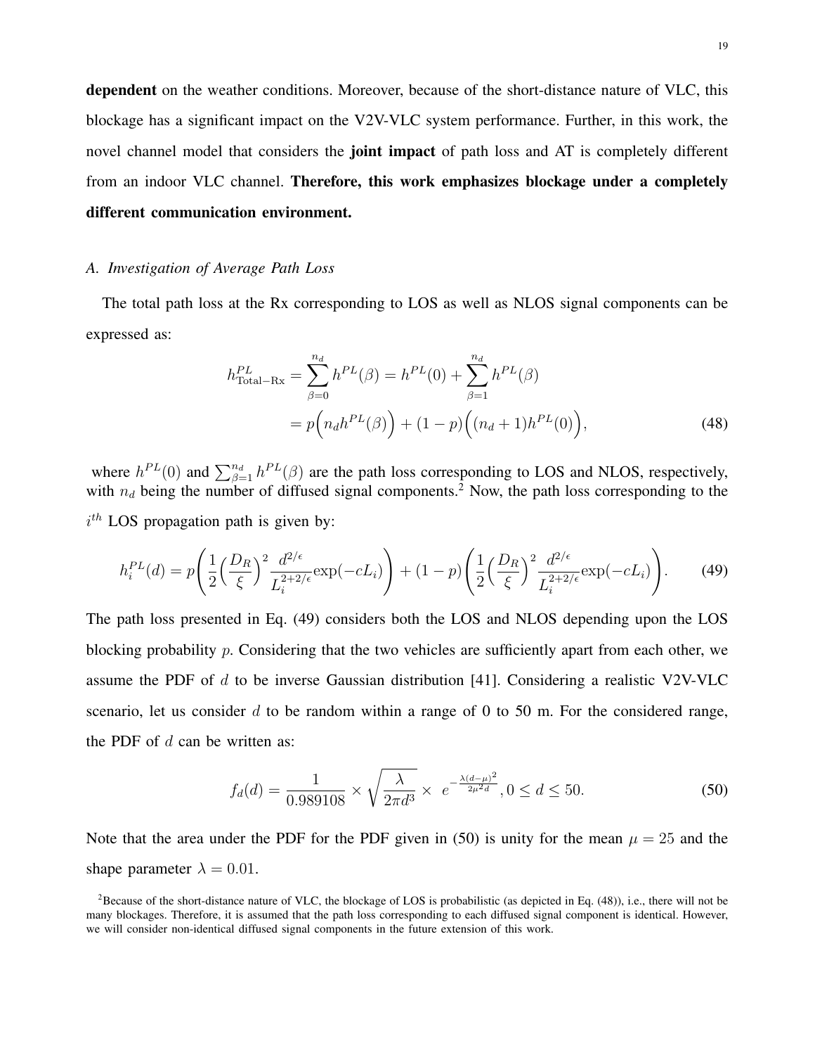**dependent** on the weather conditions. Moreover, because of the short-distance nature of VLC, this blockage has a significant impact on the V2V-VLC system performance. Further, in this work, the novel channel model that considers the **joint impact** of path loss and AT is completely different from an indoor VLC channel. **Therefore, this work emphasizes blockage under a completely different communication environment.**

### A. Investigation of Average Path Loss

The total path loss at the Rx corresponding to LOS as well as NLOS signal components can be expressed as:

$$
\begin{aligned}
h^{PL}_{\text{Total-Rx}} &= \sum_{\beta=0}^{n_d} h^{PL}(\beta) = h^{PL}(0) + \sum_{\beta=1}^{n_d} h^{PL}(\beta) \\
&= p\Big(n_d h^{PL}(\beta)\Big) + (1-p)\Big((n_d+1)h^{PL}(0)\Big),
\end{aligned} \tag{48}
$$

where $h^{PL}(0)$ and $\sum_{\beta=1}^{n_d} h^{PL}(\beta)$ are the path loss corresponding to LOS and NLOS, respectively, with $n_d$ being the number of diffused signal components.[2] Now, the path loss corresponding to the $i^{th}$ LOS propagation path is given by:

$$
h_i^{PL}(d) = p\left(\frac{1}{2}\Big(\frac{D_R}{\xi}\Big)^2 \frac{d^{2/\epsilon}}{L_i^{2+2/\epsilon}} \exp(-cL_i)\right) + (1-p)\left(\frac{1}{2}\Big(\frac{D_R}{\xi}\Big)^2 \frac{d^{2/\epsilon}}{L_i^{2+2/\epsilon}} \exp(-cL_i)\right). \tag{49}
$$

The path loss presented in Eq. (49) considers both the LOS and NLOS depending upon the LOS blocking probability $p$. Considering that the two vehicles are sufficiently apart from each other, we assume the PDF of $d$ to be inverse Gaussian distribution [41]. Considering a realistic V2V-VLC scenario, let us consider $d$ to be random within a range of 0 to 50 m. For the considered range, the PDF of $d$ can be written as:

$$
f_d(d) = \frac{1}{0.989108} \times \sqrt{\frac{\lambda}{2\pi d^3}} \times \; e^{-\frac{\lambda(d-\mu)^2}{2\mu^2 d}}, 0 \leq d \leq 50. \tag{50}
$$

Note that the area under the PDF for the PDF given in (50) is unity for the mean $\mu = 25$ and the shape parameter $\lambda = 0.01$.

[2] Because of the short-distance nature of VLC, the blockage of LOS is probabilistic (as depicted in Eq. (48)), i.e., there will not be many blockages. Therefore, it is assumed that the path loss corresponding to each diffused signal component is identical. However, we will consider non-identical diffused signal components in the future extension of this work.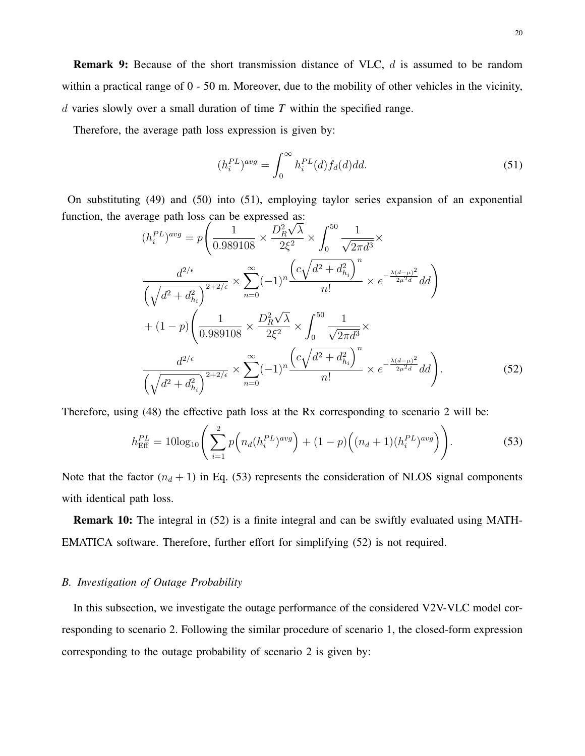**Remark 9:** Because of the short transmission distance of VLC, $d$ is assumed to be random within a practical range of 0 - 50 m. Moreover, due to the mobility of other vehicles in the vicinity, $d$ varies slowly over a small duration of time $T$ within the specified range.

Therefore, the average path loss expression is given by:

$$(h_i^{PL})^{avg} = \int_0^\infty h_i^{PL}(d) f_d(d) dd. \tag{51}$$

On substituting (49) and (50) into (51), employing taylor series expansion of an exponential function, the average path loss can be expressed as:

$$\begin{aligned}
(h_i^{PL})^{avg} = {} & p\Bigg(\frac{1}{0.989108} \times \frac{D_R^2\sqrt{\lambda}}{2\xi^2} \times \int_0^{50} \frac{1}{\sqrt{2\pi d^3}} \times \\
& \frac{d^{2/\epsilon}}{\left(\sqrt{d^2+d_{h_i}^2}\right)^{2+2/\epsilon}} \times \sum_{n=0}^{\infty} (-1)^n \frac{\left(c\sqrt{d^2+d_{h_i}^2}\right)^n}{n!} \times e^{-\frac{\lambda(d-\mu)^2}{2\mu^2 d}} dd\Bigg) \\
& + (1-p)\Bigg(\frac{1}{0.989108} \times \frac{D_R^2\sqrt{\lambda}}{2\xi^2} \times \int_0^{50} \frac{1}{\sqrt{2\pi d^3}} \times \\
& \frac{d^{2/\epsilon}}{\left(\sqrt{d^2+d_{h_i}^2}\right)^{2+2/\epsilon}} \times \sum_{n=0}^{\infty} (-1)^n \frac{\left(c\sqrt{d^2+d_{h_i}^2}\right)^n}{n!} \times e^{-\frac{\lambda(d-\mu)^2}{2\mu^2 d}} dd\Bigg).
\end{aligned} \tag{52}$$

Therefore, using (48) the effective path loss at the Rx corresponding to scenario 2 will be:

$$h_{\text{Eff}}^{PL} = 10\log_{10}\Bigg(\sum_{i=1}^{2} p\Big(n_d (h_i^{PL})^{avg}\Big) + (1-p)\Big((n_d+1)(h_i^{PL})^{avg}\Big)\Bigg). \tag{53}$$

Note that the factor $(n_d + 1)$ in Eq. (53) represents the consideration of NLOS signal components with identical path loss.

**Remark 10:** The integral in (52) is a finite integral and can be swiftly evaluated using MATHEMATICA software. Therefore, further effort for simplifying (52) is not required.

### *B. Investigation of Outage Probability*

In this subsection, we investigate the outage performance of the considered V2V-VLC model corresponding to scenario 2. Following the similar procedure of scenario 1, the closed-form expression corresponding to the outage probability of scenario 2 is given by: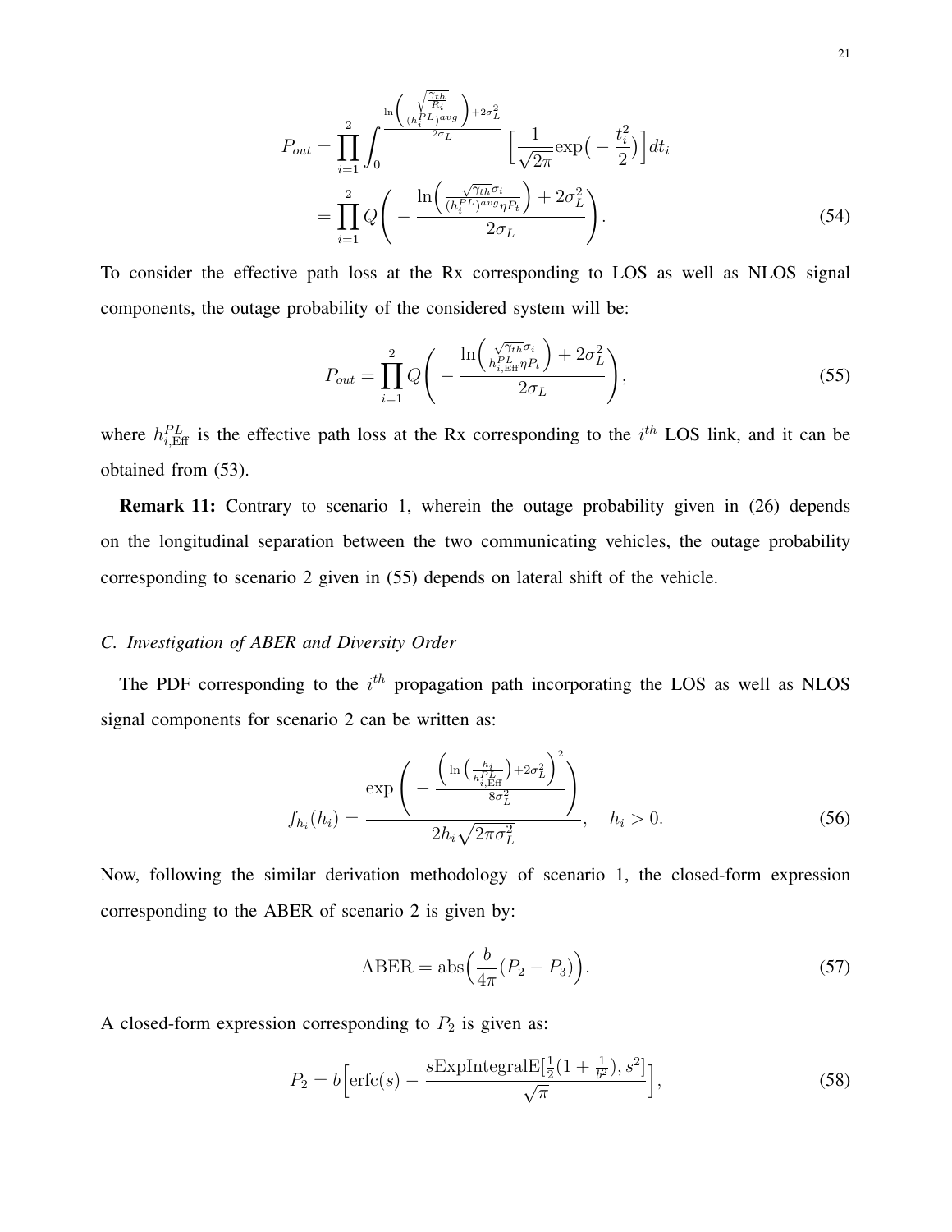$$
\begin{aligned}
P_{out} &= \prod_{i=1}^{2} \int_{0}^{\frac{\ln\left(\frac{\sqrt{\frac{\gamma_{th}}{R_i}}}{(h_i^{PL})^{avg}}\right)+2\sigma_L^2}{2\sigma_L}} \Big[\frac{1}{\sqrt{2\pi}} \exp\big(-\frac{t_i^2}{2}\big)\Big] dt_i \\
&= \prod_{i=1}^{2} Q\Bigg(-\frac{\ln\Big(\frac{\sqrt{\gamma_{th}}\sigma_i}{(h_i^{PL})^{avg}\eta P_t}\Big)+2\sigma_L^2}{2\sigma_L}\Bigg).
\end{aligned} \tag{54}
$$

To consider the effective path loss at the Rx corresponding to LOS as well as NLOS signal components, the outage probability of the considered system will be:

$$
P_{out} = \prod_{i=1}^{2} Q\Bigg(-\frac{\ln\Big(\frac{\sqrt{\gamma_{th}}\sigma_i}{h_{i,\text{Eff}}^{PL}\eta P_t}\Big)+2\sigma_L^2}{2\sigma_L}\Bigg), \tag{55}
$$

where $h_{i,\text{Eff}}^{PL}$ is the effective path loss at the Rx corresponding to the $i^{th}$ LOS link, and it can be obtained from (53).

**Remark 11:** Contrary to scenario 1, wherein the outage probability given in (26) depends on the longitudinal separation between the two communicating vehicles, the outage probability corresponding to scenario 2 given in (55) depends on lateral shift of the vehicle.

### C. Investigation of ABER and Diversity Order

The PDF corresponding to the $i^{th}$ propagation path incorporating the LOS as well as NLOS signal components for scenario 2 can be written as:

$$
f_{h_i}(h_i) = \frac{\exp\Bigg(-\frac{\Big(\ln\Big(\frac{h_i}{h_{i,\text{Eff}}^{PL}}\Big)+2\sigma_L^2\Big)^2}{8\sigma_L^2}\Bigg)}{2h_i\sqrt{2\pi\sigma_L^2}}, \quad h_i > 0. \tag{56}
$$

Now, following the similar derivation methodology of scenario 1, the closed-form expression corresponding to the ABER of scenario 2 is given by:

$$
\text{ABER} = \text{abs}\Big(\frac{b}{4\pi}(P_2 - P_3)\Big). \tag{57}
$$

A closed-form expression corresponding to $P_2$ is given as:

$$
P_2 = b\Big[\text{erfc}(s) - \frac{s\text{ExpIntegralE}[\frac{1}{2}(1+\frac{1}{b^2}), s^2]}{\sqrt{\pi}}\Big], \tag{58}
$$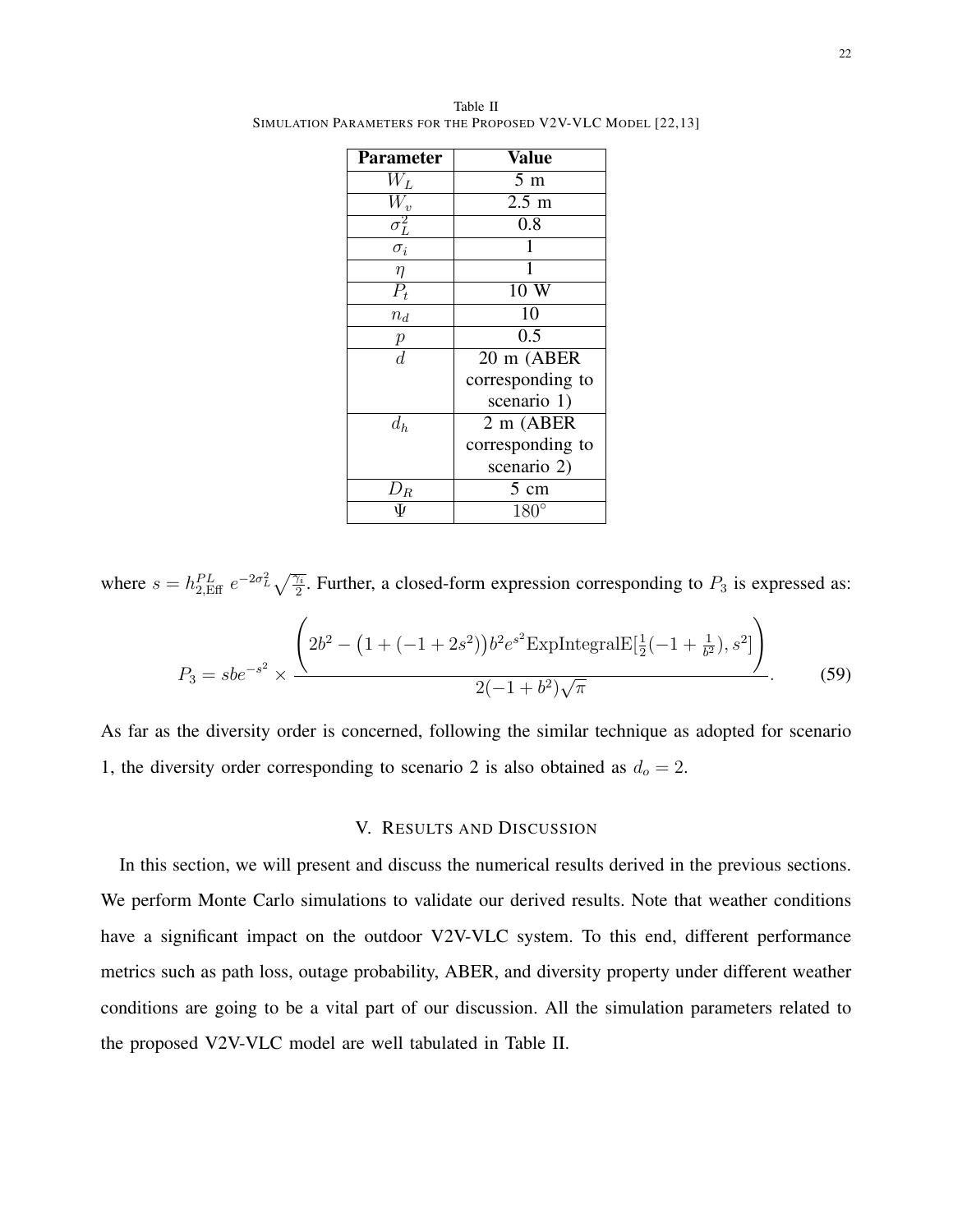Table II
SIMULATION PARAMETERS FOR THE PROPOSED V2V-VLC MODEL [22,13]

| Parameter | Value |
| --- | --- |
| $W_L$ | 5 m |
| $W_v$ | 2.5 m |
| $\sigma_L^2$ | 0.8 |
| $\sigma_i$ | 1 |
| $\eta$ | 1 |
| $P_t$ | 10 W |
| $n_d$ | 10 |
| $p$ | 0.5 |
| $d$ | 20 m (ABER corresponding to scenario 1) |
| $d_h$ | 2 m (ABER corresponding to scenario 2) |
| $D_R$ | 5 cm |
| $\Psi$ | $180^\circ$ |

where $s = h_{2,\text{Eff}}^{PL}\, e^{-2\sigma_L^2}\sqrt{\frac{\gamma_i}{2}}$. Further, a closed-form expression corresponding to $P_3$ is expressed as:

$$P_3 = sbe^{-s^2} \times \frac{\left(2b^2 - \left(1 + (-1 + 2s^2)\right)b^2 e^{s^2}\text{ExpIntegralE}[\frac{1}{2}(-1 + \frac{1}{b^2}), s^2]\right)}{2(-1 + b^2)\sqrt{\pi}}. \tag{59}$$

As far as the diversity order is concerned, following the similar technique as adopted for scenario 1, the diversity order corresponding to scenario 2 is also obtained as $d_o = 2$.

## V. RESULTS AND DISCUSSION

In this section, we will present and discuss the numerical results derived in the previous sections. We perform Monte Carlo simulations to validate our derived results. Note that weather conditions have a significant impact on the outdoor V2V-VLC system. To this end, different performance metrics such as path loss, outage probability, ABER, and diversity property under different weather conditions are going to be a vital part of our discussion. All the simulation parameters related to the proposed V2V-VLC model are well tabulated in Table II.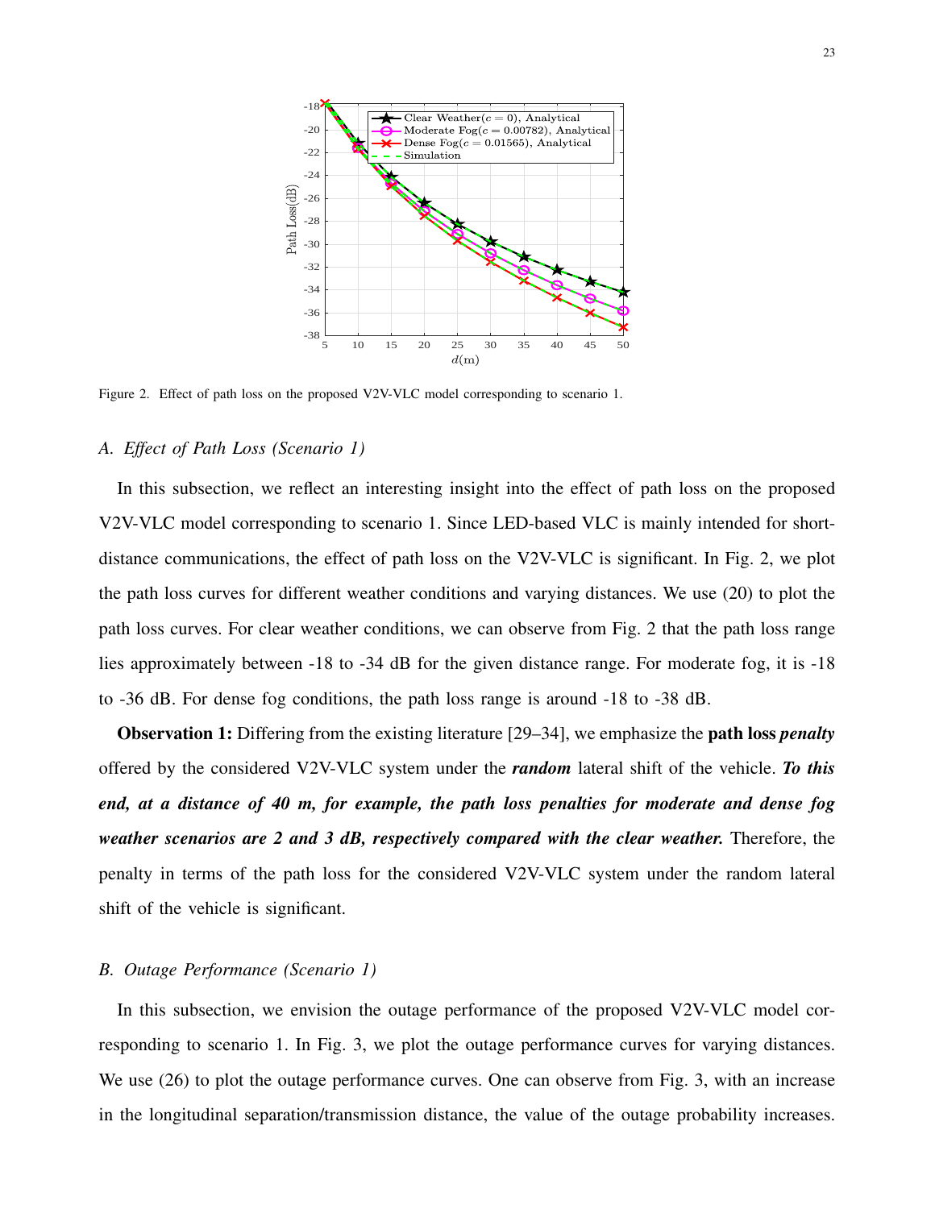Figure 2. Effect of path loss on the proposed V2V-VLC model corresponding to scenario 1.

### A. Effect of Path Loss (Scenario 1)

In this subsection, we reflect an interesting insight into the effect of path loss on the proposed V2V-VLC model corresponding to scenario 1. Since LED-based VLC is mainly intended for short-distance communications, the effect of path loss on the V2V-VLC is significant. In Fig. 2, we plot the path loss curves for different weather conditions and varying distances. We use (20) to plot the path loss curves. For clear weather conditions, we can observe from Fig. 2 that the path loss range lies approximately between -18 to -34 dB for the given distance range. For moderate fog, it is -18 to -36 dB. For dense fog conditions, the path loss range is around -18 to -38 dB.

**Observation 1:** Differing from the existing literature [29–34], we emphasize the **path loss** ***penalty*** offered by the considered V2V-VLC system under the ***random*** lateral shift of the vehicle. ***To this end, at a distance of 40 m, for example, the path loss penalties for moderate and dense fog weather scenarios are 2 and 3 dB, respectively compared with the clear weather.*** Therefore, the penalty in terms of the path loss for the considered V2V-VLC system under the random lateral shift of the vehicle is significant.

### B. Outage Performance (Scenario 1)

In this subsection, we envision the outage performance of the proposed V2V-VLC model corresponding to scenario 1. In Fig. 3, we plot the outage performance curves for varying distances. We use (26) to plot the outage performance curves. One can observe from Fig. 3, with an increase in the longitudinal separation/transmission distance, the value of the outage probability increases.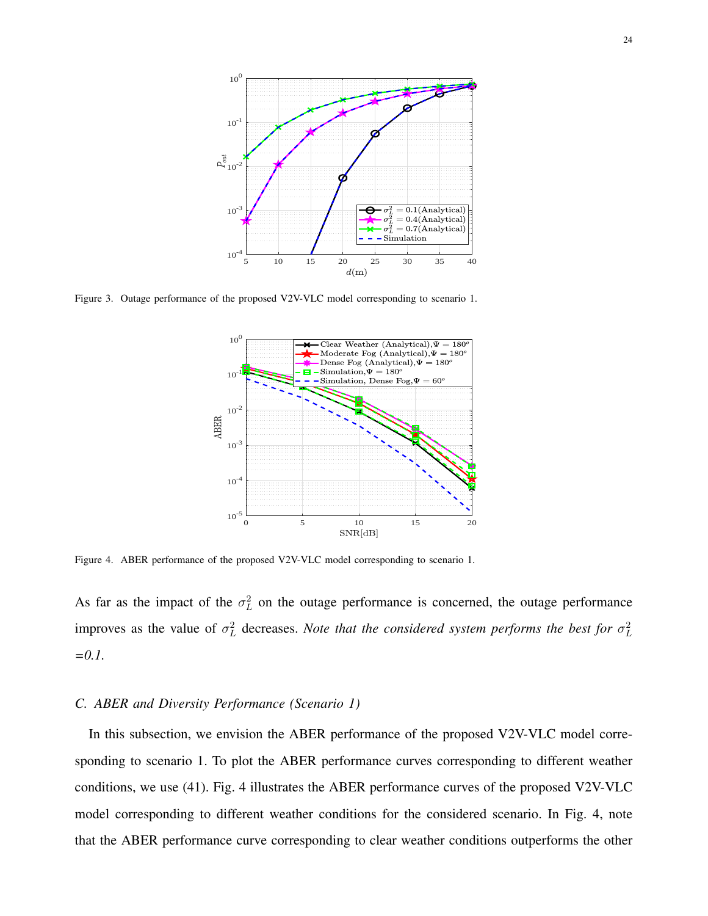Figure 3. Outage performance of the proposed V2V-VLC model corresponding to scenario 1.

Figure 4. ABER performance of the proposed V2V-VLC model corresponding to scenario 1.

As far as the impact of the $\sigma_L^2$ on the outage performance is concerned, the outage performance improves as the value of $\sigma_L^2$ decreases. *Note that the considered system performs the best for $\sigma_L^2$ =0.1.*

### C. ABER and Diversity Performance (Scenario 1)

In this subsection, we envision the ABER performance of the proposed V2V-VLC model corresponding to scenario 1. To plot the ABER performance curves corresponding to different weather conditions, we use (41). Fig. 4 illustrates the ABER performance curves of the proposed V2V-VLC model corresponding to different weather conditions for the considered scenario. In Fig. 4, note that the ABER performance curve corresponding to clear weather conditions outperforms the other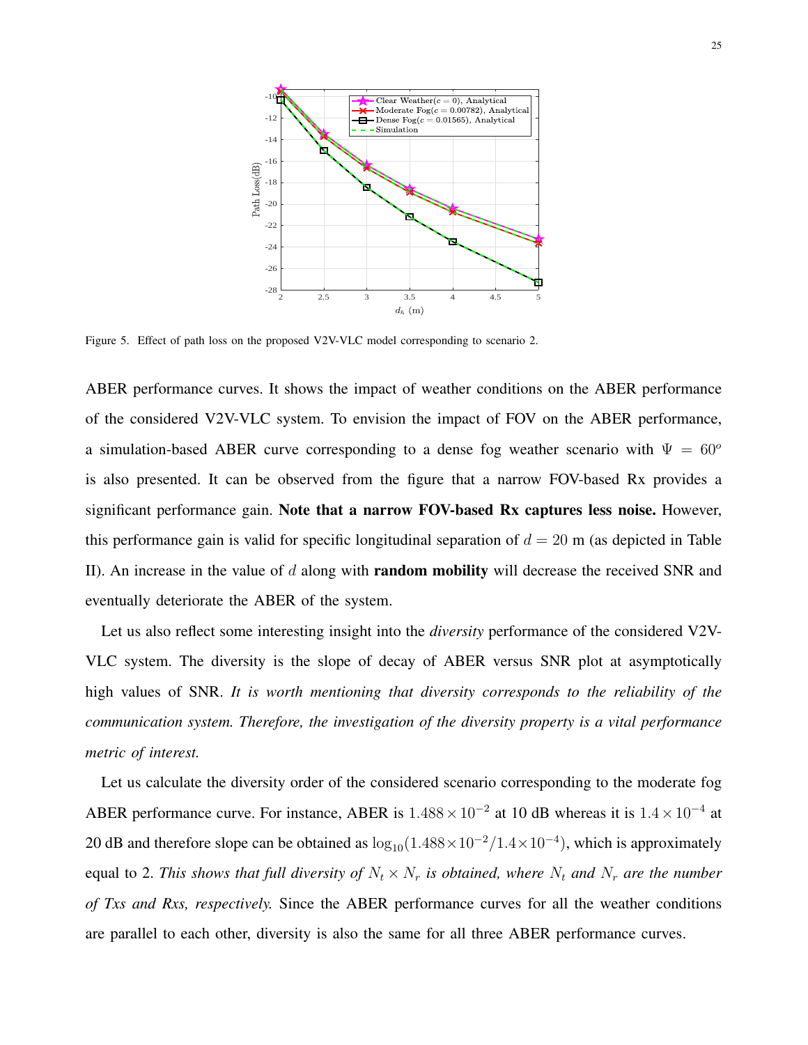Figure 5. Effect of path loss on the proposed V2V-VLC model corresponding to scenario 2.

ABER performance curves. It shows the impact of weather conditions on the ABER performance of the considered V2V-VLC system. To envision the impact of FOV on the ABER performance, a simulation-based ABER curve corresponding to a dense fog weather scenario with $\Psi = 60^o$ is also presented. It can be observed from the figure that a narrow FOV-based Rx provides a significant performance gain. **Note that a narrow FOV-based Rx captures less noise.** However, this performance gain is valid for specific longitudinal separation of $d = 20$ m (as depicted in Table II). An increase in the value of $d$ along with **random mobility** will decrease the received SNR and eventually deteriorate the ABER of the system.

Let us also reflect some interesting insight into the *diversity* performance of the considered V2V-VLC system. The diversity is the slope of decay of ABER versus SNR plot at asymptotically high values of SNR. *It is worth mentioning that diversity corresponds to the reliability of the communication system. Therefore, the investigation of the diversity property is a vital performance metric of interest.*

Let us calculate the diversity order of the considered scenario corresponding to the moderate fog ABER performance curve. For instance, ABER is $1.488 \times 10^{-2}$ at 10 dB whereas it is $1.4 \times 10^{-4}$ at 20 dB and therefore slope can be obtained as $\log_{10}(1.488 \times 10^{-2}/1.4 \times 10^{-4})$, which is approximately equal to 2. *This shows that full diversity of $N_t \times N_r$ is obtained, where $N_t$ and $N_r$ are the number of Txs and Rxs, respectively.* Since the ABER performance curves for all the weather conditions are parallel to each other, diversity is also the same for all three ABER performance curves.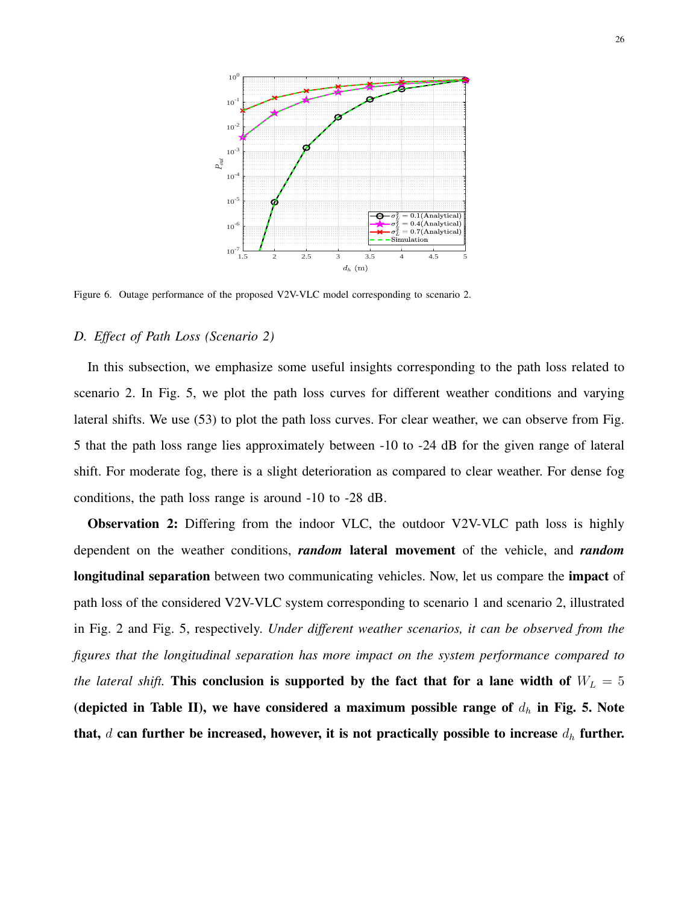Figure 6. Outage performance of the proposed V2V-VLC model corresponding to scenario 2.

### D. Effect of Path Loss (Scenario 2)

In this subsection, we emphasize some useful insights corresponding to the path loss related to scenario 2. In Fig. 5, we plot the path loss curves for different weather conditions and varying lateral shifts. We use (53) to plot the path loss curves. For clear weather, we can observe from Fig. 5 that the path loss range lies approximately between -10 to -24 dB for the given range of lateral shift. For moderate fog, there is a slight deterioration as compared to clear weather. For dense fog conditions, the path loss range is around -10 to -28 dB.

**Observation 2:** Differing from the indoor VLC, the outdoor V2V-VLC path loss is highly dependent on the weather conditions, ***random*** **lateral movement** of the vehicle, and ***random*** **longitudinal separation** between two communicating vehicles. Now, let us compare the **impact** of path loss of the considered V2V-VLC system corresponding to scenario 1 and scenario 2, illustrated in Fig. 2 and Fig. 5, respectively. *Under different weather scenarios, it can be observed from the figures that the longitudinal separation has more impact on the system performance compared to the lateral shift.* **This conclusion is supported by the fact that for a lane width of $W_L = 5$ (depicted in Table II), we have considered a maximum possible range of $d_h$ in Fig. 5. Note that, $d$ can further be increased, however, it is not practically possible to increase $d_h$ further.**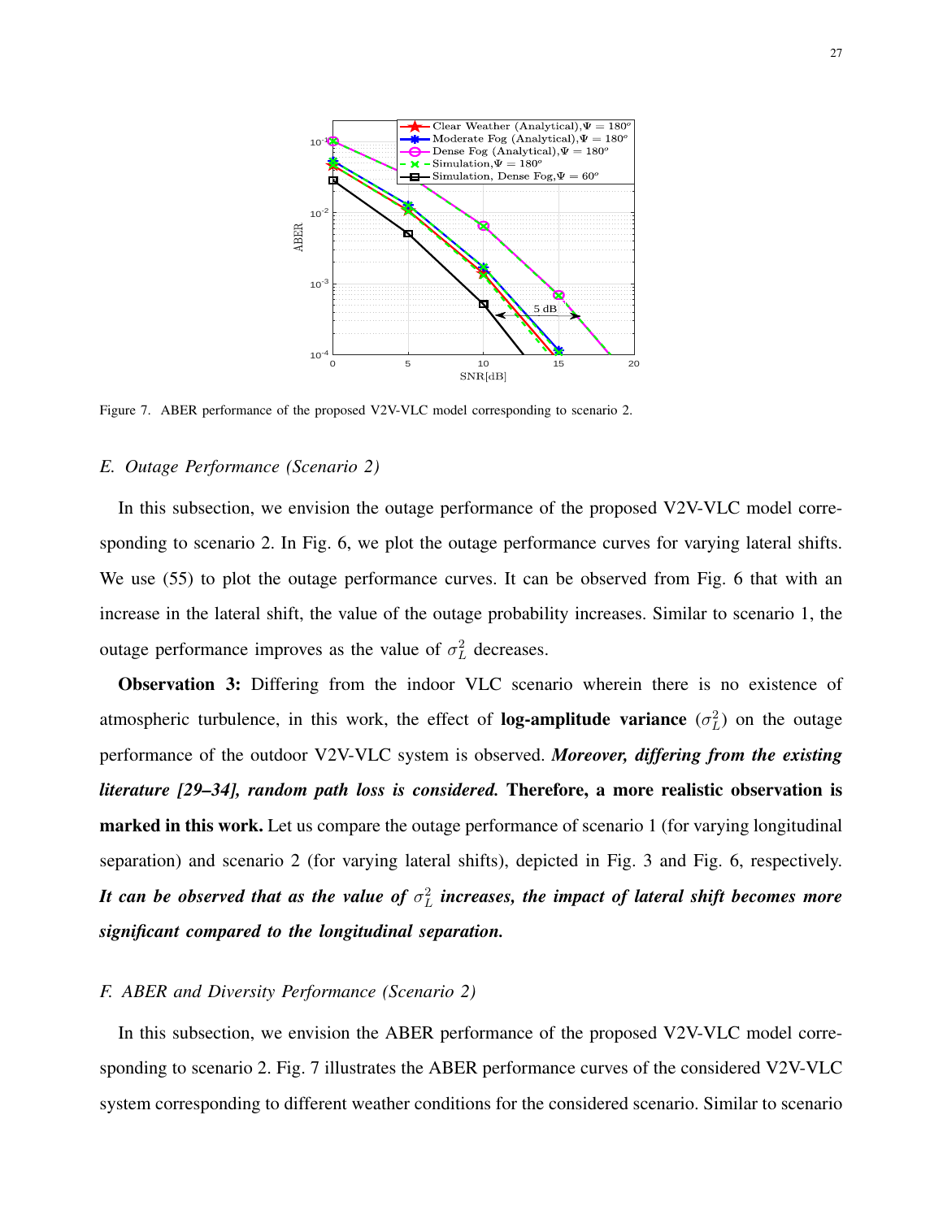Figure 7. ABER performance of the proposed V2V-VLC model corresponding to scenario 2.

### E. Outage Performance (Scenario 2)

In this subsection, we envision the outage performance of the proposed V2V-VLC model corresponding to scenario 2. In Fig. 6, we plot the outage performance curves for varying lateral shifts. We use (55) to plot the outage performance curves. It can be observed from Fig. 6 that with an increase in the lateral shift, the value of the outage probability increases. Similar to scenario 1, the outage performance improves as the value of $\sigma_L^2$ decreases.

**Observation 3:** Differing from the indoor VLC scenario wherein there is no existence of atmospheric turbulence, in this work, the effect of **log-amplitude variance** ($\sigma_L^2$) on the outage performance of the outdoor V2V-VLC system is observed. ***Moreover, differing from the existing literature [29–34], random path loss is considered.*** **Therefore, a more realistic observation is marked in this work.** Let us compare the outage performance of scenario 1 (for varying longitudinal separation) and scenario 2 (for varying lateral shifts), depicted in Fig. 3 and Fig. 6, respectively. ***It can be observed that as the value of $\sigma_L^2$ increases, the impact of lateral shift becomes more significant compared to the longitudinal separation.***

### F. ABER and Diversity Performance (Scenario 2)

In this subsection, we envision the ABER performance of the proposed V2V-VLC model corresponding to scenario 2. Fig. 7 illustrates the ABER performance curves of the considered V2V-VLC system corresponding to different weather conditions for the considered scenario. Similar to scenario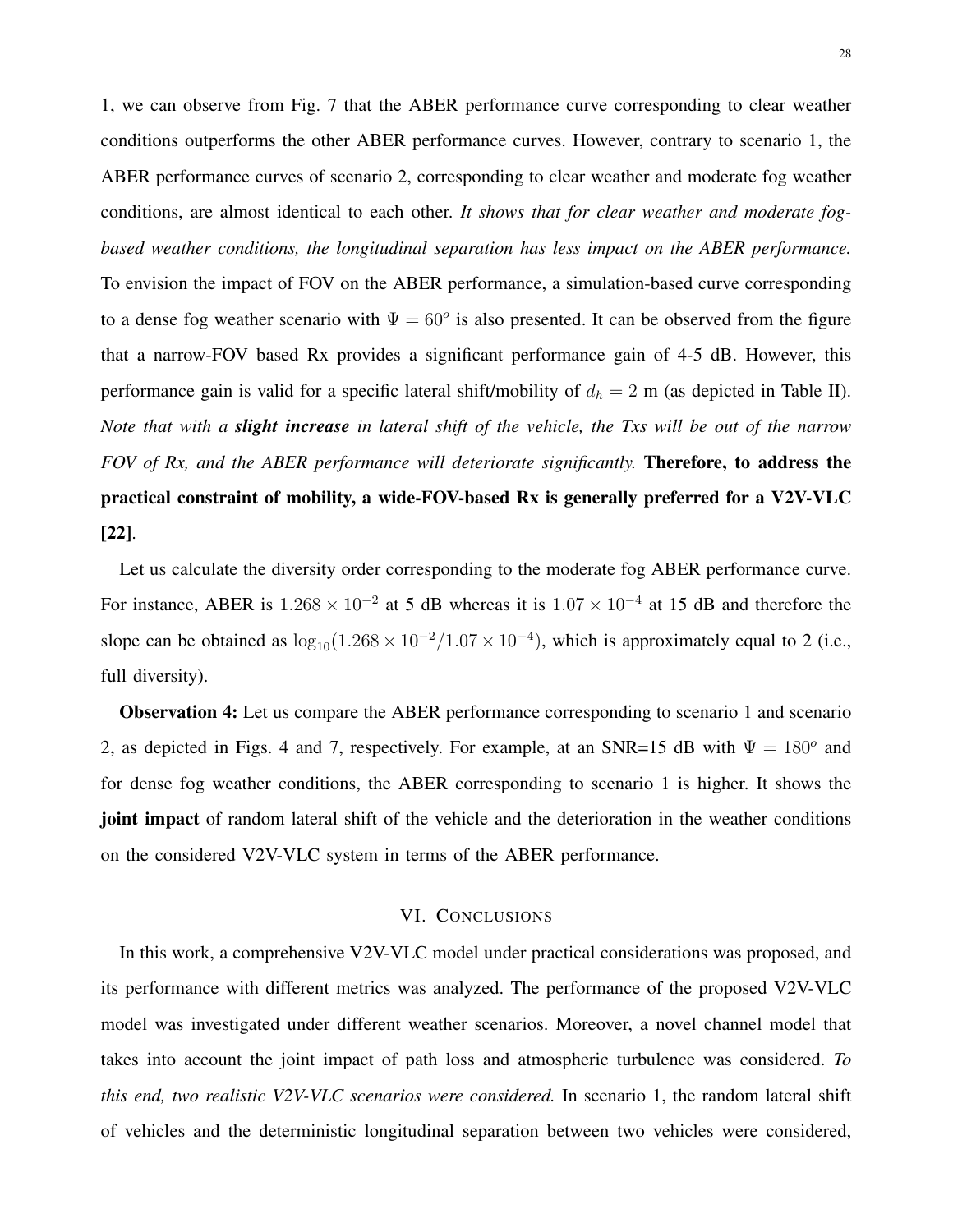1, we can observe from Fig. 7 that the ABER performance curve corresponding to clear weather conditions outperforms the other ABER performance curves. However, contrary to scenario 1, the ABER performance curves of scenario 2, corresponding to clear weather and moderate fog weather conditions, are almost identical to each other. *It shows that for clear weather and moderate fog-based weather conditions, the longitudinal separation has less impact on the ABER performance.* To envision the impact of FOV on the ABER performance, a simulation-based curve corresponding to a dense fog weather scenario with $\Psi = 60^o$ is also presented. It can be observed from the figure that a narrow-FOV based Rx provides a significant performance gain of 4-5 dB. However, this performance gain is valid for a specific lateral shift/mobility of $d_h = 2$ m (as depicted in Table II). *Note that with a* ***slight increase*** *in lateral shift of the vehicle, the Txs will be out of the narrow FOV of Rx, and the ABER performance will deteriorate significantly.* **Therefore, to address the practical constraint of mobility, a wide-FOV-based Rx is generally preferred for a V2V-VLC [22]**.

Let us calculate the diversity order corresponding to the moderate fog ABER performance curve. For instance, ABER is $1.268 \times 10^{-2}$ at 5 dB whereas it is $1.07 \times 10^{-4}$ at 15 dB and therefore the slope can be obtained as $\log_{10}(1.268 \times 10^{-2}/1.07 \times 10^{-4})$, which is approximately equal to 2 (i.e., full diversity).

**Observation 4:** Let us compare the ABER performance corresponding to scenario 1 and scenario 2, as depicted in Figs. 4 and 7, respectively. For example, at an SNR=15 dB with $\Psi = 180^o$ and for dense fog weather conditions, the ABER corresponding to scenario 1 is higher. It shows the **joint impact** of random lateral shift of the vehicle and the deterioration in the weather conditions on the considered V2V-VLC system in terms of the ABER performance.

## VI. Conclusions

In this work, a comprehensive V2V-VLC model under practical considerations was proposed, and its performance with different metrics was analyzed. The performance of the proposed V2V-VLC model was investigated under different weather scenarios. Moreover, a novel channel model that takes into account the joint impact of path loss and atmospheric turbulence was considered. *To this end, two realistic V2V-VLC scenarios were considered.* In scenario 1, the random lateral shift of vehicles and the deterministic longitudinal separation between two vehicles were considered,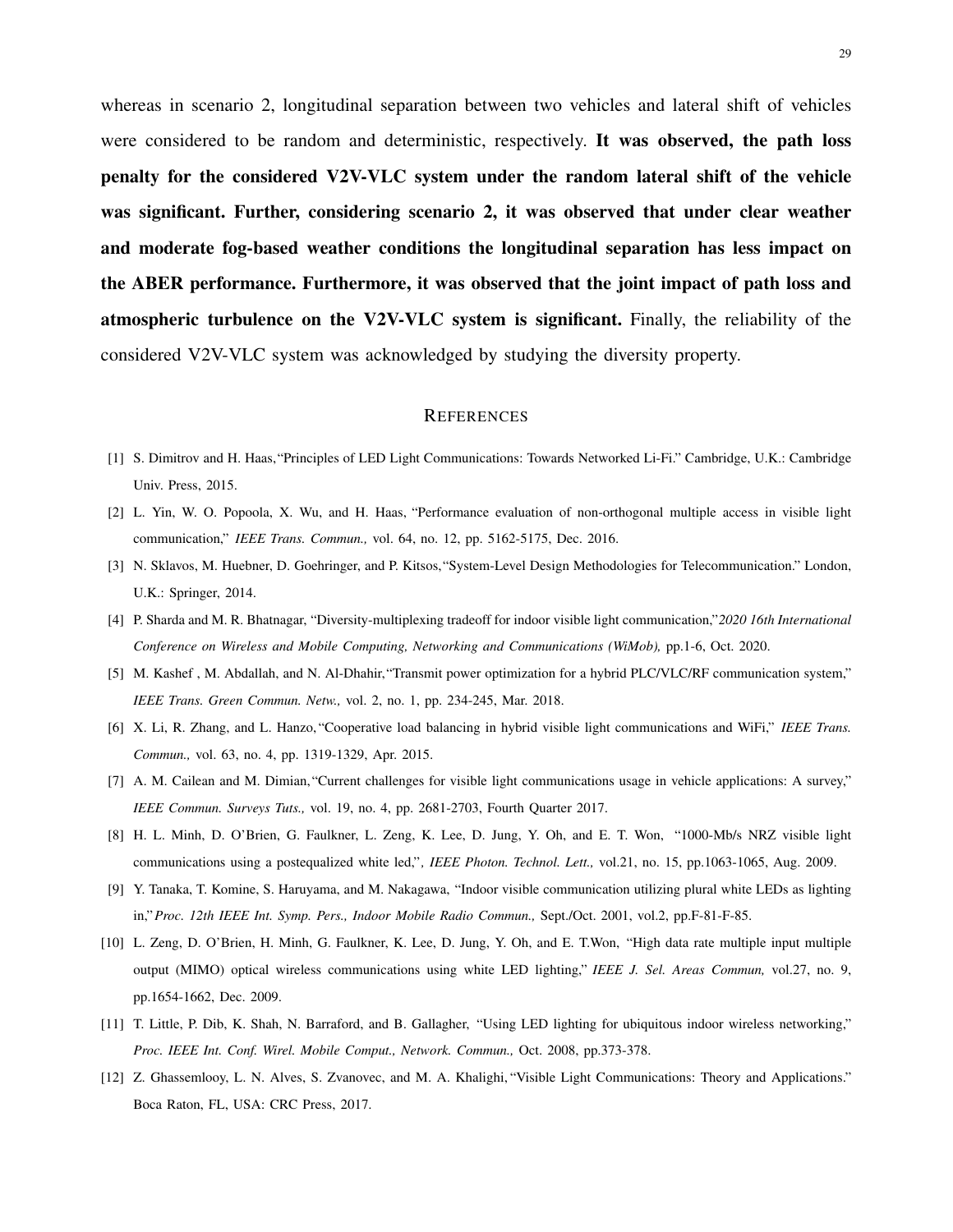whereas in scenario 2, longitudinal separation between two vehicles and lateral shift of vehicles were considered to be random and deterministic, respectively. **It was observed, the path loss penalty for the considered V2V-VLC system under the random lateral shift of the vehicle was significant. Further, considering scenario 2, it was observed that under clear weather and moderate fog-based weather conditions the longitudinal separation has less impact on the ABER performance. Furthermore, it was observed that the joint impact of path loss and atmospheric turbulence on the V2V-VLC system is significant.** Finally, the reliability of the considered V2V-VLC system was acknowledged by studying the diversity property.

## REFERENCES

[1] S. Dimitrov and H. Haas,"Principles of LED Light Communications: Towards Networked Li-Fi." Cambridge, U.K.: Cambridge Univ. Press, 2015.

[2] L. Yin, W. O. Popoola, X. Wu, and H. Haas, "Performance evaluation of non-orthogonal multiple access in visible light communication," *IEEE Trans. Commun.,* vol. 64, no. 12, pp. 5162-5175, Dec. 2016.

[3] N. Sklavos, M. Huebner, D. Goehringer, and P. Kitsos,"System-Level Design Methodologies for Telecommunication." London, U.K.: Springer, 2014.

[4] P. Sharda and M. R. Bhatnagar, "Diversity-multiplexing tradeoff for indoor visible light communication,"*2020 16th International Conference on Wireless and Mobile Computing, Networking and Communications (WiMob),* pp.1-6, Oct. 2020.

[5] M. Kashef , M. Abdallah, and N. Al-Dhahir,"Transmit power optimization for a hybrid PLC/VLC/RF communication system," *IEEE Trans. Green Commun. Netw.,* vol. 2, no. 1, pp. 234-245, Mar. 2018.

[6] X. Li, R. Zhang, and L. Hanzo,"Cooperative load balancing in hybrid visible light communications and WiFi," *IEEE Trans. Commun.,* vol. 63, no. 4, pp. 1319-1329, Apr. 2015.

[7] A. M. Cailean and M. Dimian,"Current challenges for visible light communications usage in vehicle applications: A survey," *IEEE Commun. Surveys Tuts.,* vol. 19, no. 4, pp. 2681-2703, Fourth Quarter 2017.

[8] H. L. Minh, D. O'Brien, G. Faulkner, L. Zeng, K. Lee, D. Jung, Y. Oh, and E. T. Won, "1000-Mb/s NRZ visible light communications using a postequalized white led,"*, IEEE Photon. Technol. Lett.,* vol.21, no. 15, pp.1063-1065, Aug. 2009.

[9] Y. Tanaka, T. Komine, S. Haruyama, and M. Nakagawa, "Indoor visible communication utilizing plural white LEDs as lighting in,"*Proc. 12th IEEE Int. Symp. Pers., Indoor Mobile Radio Commun.,* Sept./Oct. 2001, vol.2, pp.F-81-F-85.

[10] L. Zeng, D. O'Brien, H. Minh, G. Faulkner, K. Lee, D. Jung, Y. Oh, and E. T.Won, "High data rate multiple input multiple output (MIMO) optical wireless communications using white LED lighting," *IEEE J. Sel. Areas Commun,* vol.27, no. 9, pp.1654-1662, Dec. 2009.

[11] T. Little, P. Dib, K. Shah, N. Barraford, and B. Gallagher, "Using LED lighting for ubiquitous indoor wireless networking," *Proc. IEEE Int. Conf. Wirel. Mobile Comput., Network. Commun.,* Oct. 2008, pp.373-378.

[12] Z. Ghassemlooy, L. N. Alves, S. Zvanovec, and M. A. Khalighi,"Visible Light Communications: Theory and Applications." Boca Raton, FL, USA: CRC Press, 2017.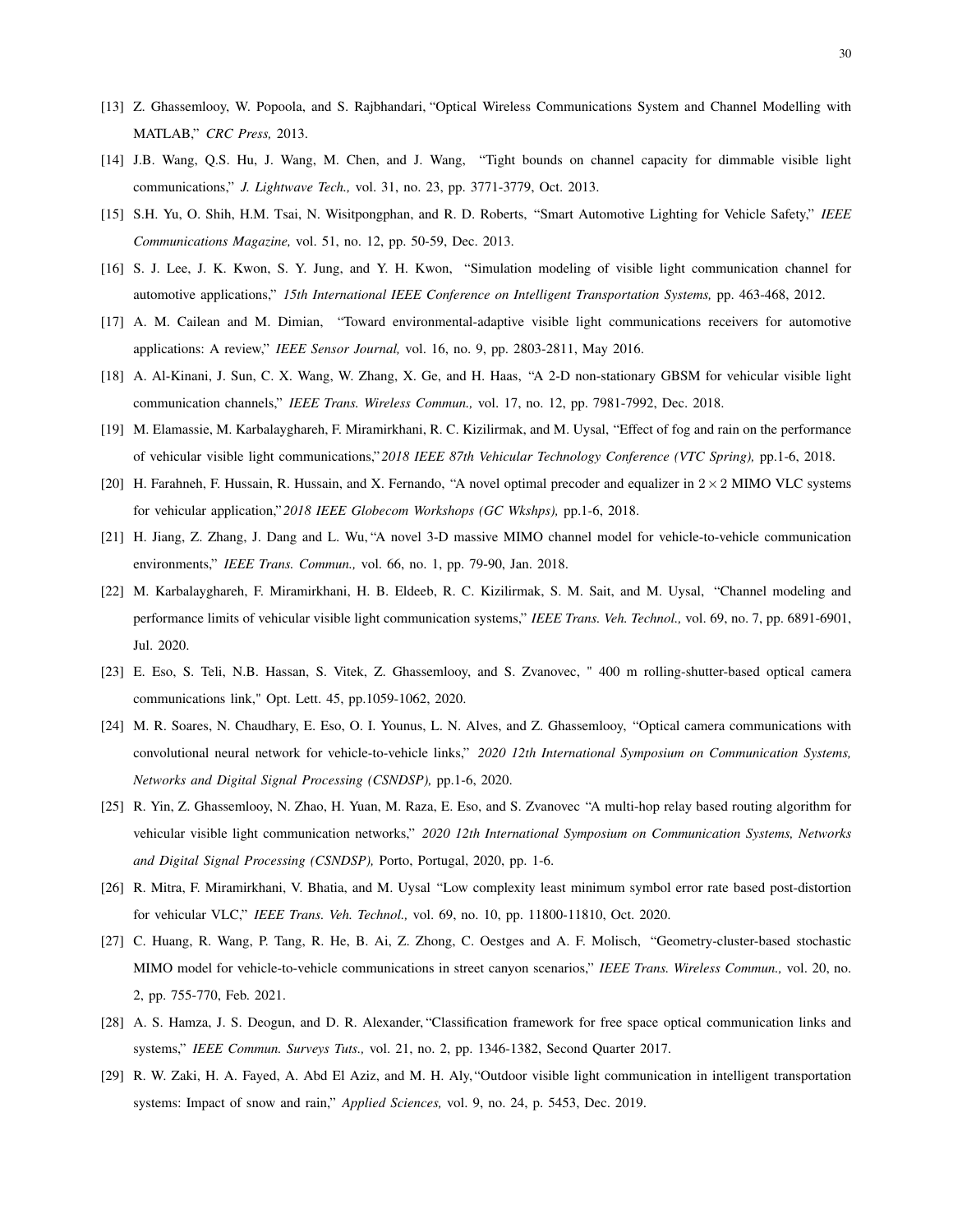[13] Z. Ghassemlooy, W. Popoola, and S. Rajbhandari, "Optical Wireless Communications System and Channel Modelling with MATLAB," *CRC Press,* 2013.

[14] J.B. Wang, Q.S. Hu, J. Wang, M. Chen, and J. Wang, "Tight bounds on channel capacity for dimmable visible light communications," *J. Lightwave Tech.,* vol. 31, no. 23, pp. 3771-3779, Oct. 2013.

[15] S.H. Yu, O. Shih, H.M. Tsai, N. Wisitpongphan, and R. D. Roberts, "Smart Automotive Lighting for Vehicle Safety," *IEEE Communications Magazine,* vol. 51, no. 12, pp. 50-59, Dec. 2013.

[16] S. J. Lee, J. K. Kwon, S. Y. Jung, and Y. H. Kwon, "Simulation modeling of visible light communication channel for automotive applications," *15th International IEEE Conference on Intelligent Transportation Systems,* pp. 463-468, 2012.

[17] A. M. Cailean and M. Dimian, "Toward environmental-adaptive visible light communications receivers for automotive applications: A review," *IEEE Sensor Journal,* vol. 16, no. 9, pp. 2803-2811, May 2016.

[18] A. Al-Kinani, J. Sun, C. X. Wang, W. Zhang, X. Ge, and H. Haas, "A 2-D non-stationary GBSM for vehicular visible light communication channels," *IEEE Trans. Wireless Commun.,* vol. 17, no. 12, pp. 7981-7992, Dec. 2018.

[19] M. Elamassie, M. Karbalayghareh, F. Miramirkhani, R. C. Kizilirmak, and M. Uysal, "Effect of fog and rain on the performance of vehicular visible light communications,"*2018 IEEE 87th Vehicular Technology Conference (VTC Spring),* pp.1-6, 2018.

[20] H. Farahneh, F. Hussain, R. Hussain, and X. Fernando, "A novel optimal precoder and equalizer in $2 \times 2$ MIMO VLC systems for vehicular application,"*2018 IEEE Globecom Workshops (GC Wkshps),* pp.1-6, 2018.

[21] H. Jiang, Z. Zhang, J. Dang and L. Wu, "A novel 3-D massive MIMO channel model for vehicle-to-vehicle communication environments," *IEEE Trans. Commun.,* vol. 66, no. 1, pp. 79-90, Jan. 2018.

[22] M. Karbalayghareh, F. Miramirkhani, H. B. Eldeeb, R. C. Kizilirmak, S. M. Sait, and M. Uysal, "Channel modeling and performance limits of vehicular visible light communication systems," *IEEE Trans. Veh. Technol.,* vol. 69, no. 7, pp. 6891-6901, Jul. 2020.

[23] E. Eso, S. Teli, N.B. Hassan, S. Vitek, Z. Ghassemlooy, and S. Zvanovec, " 400 m rolling-shutter-based optical camera communications link," Opt. Lett. 45, pp.1059-1062, 2020.

[24] M. R. Soares, N. Chaudhary, E. Eso, O. I. Younus, L. N. Alves, and Z. Ghassemlooy, "Optical camera communications with convolutional neural network for vehicle-to-vehicle links," *2020 12th International Symposium on Communication Systems, Networks and Digital Signal Processing (CSNDSP),* pp.1-6, 2020.

[25] R. Yin, Z. Ghassemlooy, N. Zhao, H. Yuan, M. Raza, E. Eso, and S. Zvanovec "A multi-hop relay based routing algorithm for vehicular visible light communication networks," *2020 12th International Symposium on Communication Systems, Networks and Digital Signal Processing (CSNDSP),* Porto, Portugal, 2020, pp. 1-6.

[26] R. Mitra, F. Miramirkhani, V. Bhatia, and M. Uysal "Low complexity least minimum symbol error rate based post-distortion for vehicular VLC," *IEEE Trans. Veh. Technol.,* vol. 69, no. 10, pp. 11800-11810, Oct. 2020.

[27] C. Huang, R. Wang, P. Tang, R. He, B. Ai, Z. Zhong, C. Oestges and A. F. Molisch, "Geometry-cluster-based stochastic MIMO model for vehicle-to-vehicle communications in street canyon scenarios," *IEEE Trans. Wireless Commun.,* vol. 20, no. 2, pp. 755-770, Feb. 2021.

[28] A. S. Hamza, J. S. Deogun, and D. R. Alexander, "Classification framework for free space optical communication links and systems," *IEEE Commun. Surveys Tuts.,* vol. 21, no. 2, pp. 1346-1382, Second Quarter 2017.

[29] R. W. Zaki, H. A. Fayed, A. Abd El Aziz, and M. H. Aly, "Outdoor visible light communication in intelligent transportation systems: Impact of snow and rain," *Applied Sciences,* vol. 9, no. 24, p. 5453, Dec. 2019.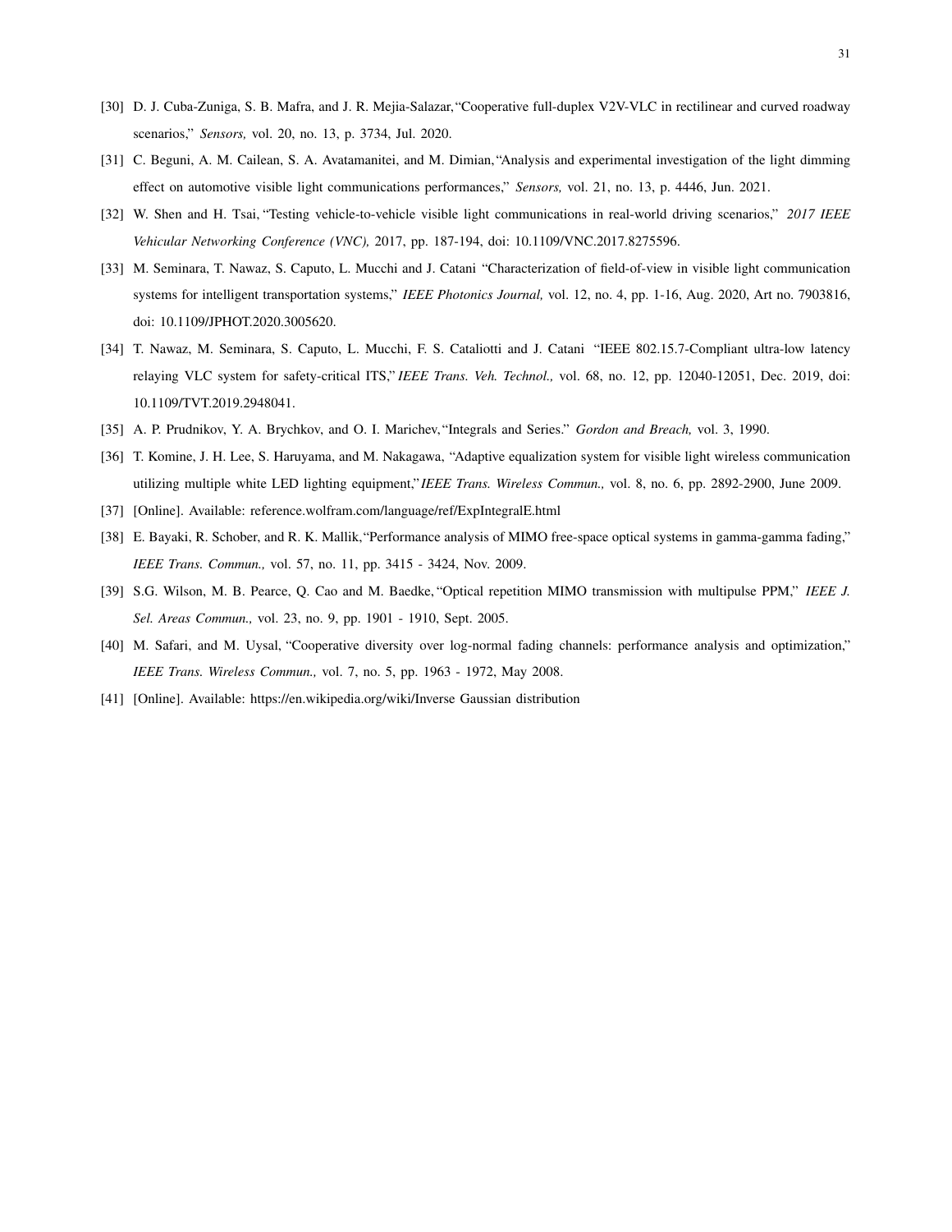[30] D. J. Cuba-Zuniga, S. B. Mafra, and J. R. Mejia-Salazar,"Cooperative full-duplex V2V-VLC in rectilinear and curved roadway scenarios," *Sensors,* vol. 20, no. 13, p. 3734, Jul. 2020.

[31] C. Beguni, A. M. Cailean, S. A. Avatamanitei, and M. Dimian,"Analysis and experimental investigation of the light dimming effect on automotive visible light communications performances," *Sensors,* vol. 21, no. 13, p. 4446, Jun. 2021.

[32] W. Shen and H. Tsai, "Testing vehicle-to-vehicle visible light communications in real-world driving scenarios," *2017 IEEE Vehicular Networking Conference (VNC),* 2017, pp. 187-194, doi: 10.1109/VNC.2017.8275596.

[33] M. Seminara, T. Nawaz, S. Caputo, L. Mucchi and J. Catani "Characterization of field-of-view in visible light communication systems for intelligent transportation systems," *IEEE Photonics Journal,* vol. 12, no. 4, pp. 1-16, Aug. 2020, Art no. 7903816, doi: 10.1109/JPHOT.2020.3005620.

[34] T. Nawaz, M. Seminara, S. Caputo, L. Mucchi, F. S. Cataliotti and J. Catani "IEEE 802.15.7-Compliant ultra-low latency relaying VLC system for safety-critical ITS," *IEEE Trans. Veh. Technol.,* vol. 68, no. 12, pp. 12040-12051, Dec. 2019, doi: 10.1109/TVT.2019.2948041.

[35] A. P. Prudnikov, Y. A. Brychkov, and O. I. Marichev,"Integrals and Series." *Gordon and Breach,* vol. 3, 1990.

[36] T. Komine, J. H. Lee, S. Haruyama, and M. Nakagawa, "Adaptive equalization system for visible light wireless communication utilizing multiple white LED lighting equipment,"*IEEE Trans. Wireless Commun.,* vol. 8, no. 6, pp. 2892-2900, June 2009.

[37] [Online]. Available: reference.wolfram.com/language/ref/ExpIntegralE.html

[38] E. Bayaki, R. Schober, and R. K. Mallik,"Performance analysis of MIMO free-space optical systems in gamma-gamma fading," *IEEE Trans. Commun.,* vol. 57, no. 11, pp. 3415 - 3424, Nov. 2009.

[39] S.G. Wilson, M. B. Pearce, Q. Cao and M. Baedke,"Optical repetition MIMO transmission with multipulse PPM," *IEEE J. Sel. Areas Commun.,* vol. 23, no. 9, pp. 1901 - 1910, Sept. 2005.

[40] M. Safari, and M. Uysal, "Cooperative diversity over log-normal fading channels: performance analysis and optimization," *IEEE Trans. Wireless Commun.,* vol. 7, no. 5, pp. 1963 - 1972, May 2008.

[41] [Online]. Available: https://en.wikipedia.org/wiki/Inverse Gaussian distribution